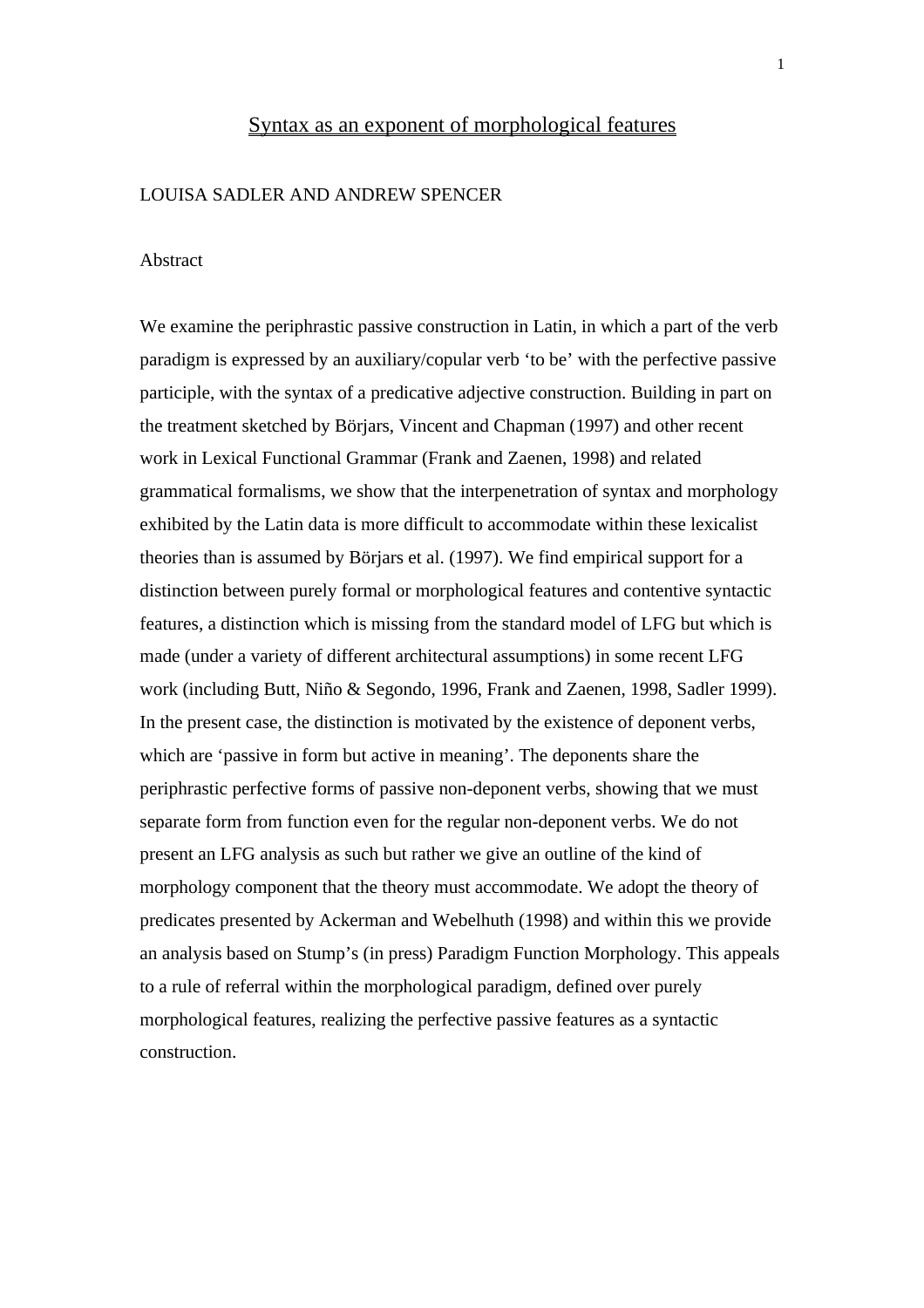# Syntax as an exponent of morphological features

LOUISA SADLER AND ANDREW SPENCER

Abstract

We examine the periphrastic passive construction in Latin, in which a part of the verb paradigm is expressed by an auxiliary/copular verb 'to be' with the perfective passive participle, with the syntax of a predicative adjective construction. Building in part on the treatment sketched by Börjars, Vincent and Chapman (1997) and other recent work in Lexical Functional Grammar (Frank and Zaenen, 1998) and related grammatical formalisms, we show that the interpenetration of syntax and morphology exhibited by the Latin data is more difficult to accommodate within these lexicalist theories than is assumed by Börjars et al. (1997). We find empirical support for a distinction between purely formal or morphological features and contentive syntactic features, a distinction which is missing from the standard model of LFG but which is made (under a variety of different architectural assumptions) in some recent LFG work (including Butt, Niño & Segondo, 1996, Frank and Zaenen, 1998, Sadler 1999). In the present case, the distinction is motivated by the existence of deponent verbs, which are 'passive in form but active in meaning'. The deponents share the periphrastic perfective forms of passive non-deponent verbs, showing that we must separate form from function even for the regular non-deponent verbs. We do not present an LFG analysis as such but rather we give an outline of the kind of morphology component that the theory must accommodate. We adopt the theory of predicates presented by Ackerman and Webelhuth (1998) and within this we provide an analysis based on Stump's (in press) Paradigm Function Morphology. This appeals to a rule of referral within the morphological paradigm, defined over purely morphological features, realizing the perfective passive features as a syntactic construction.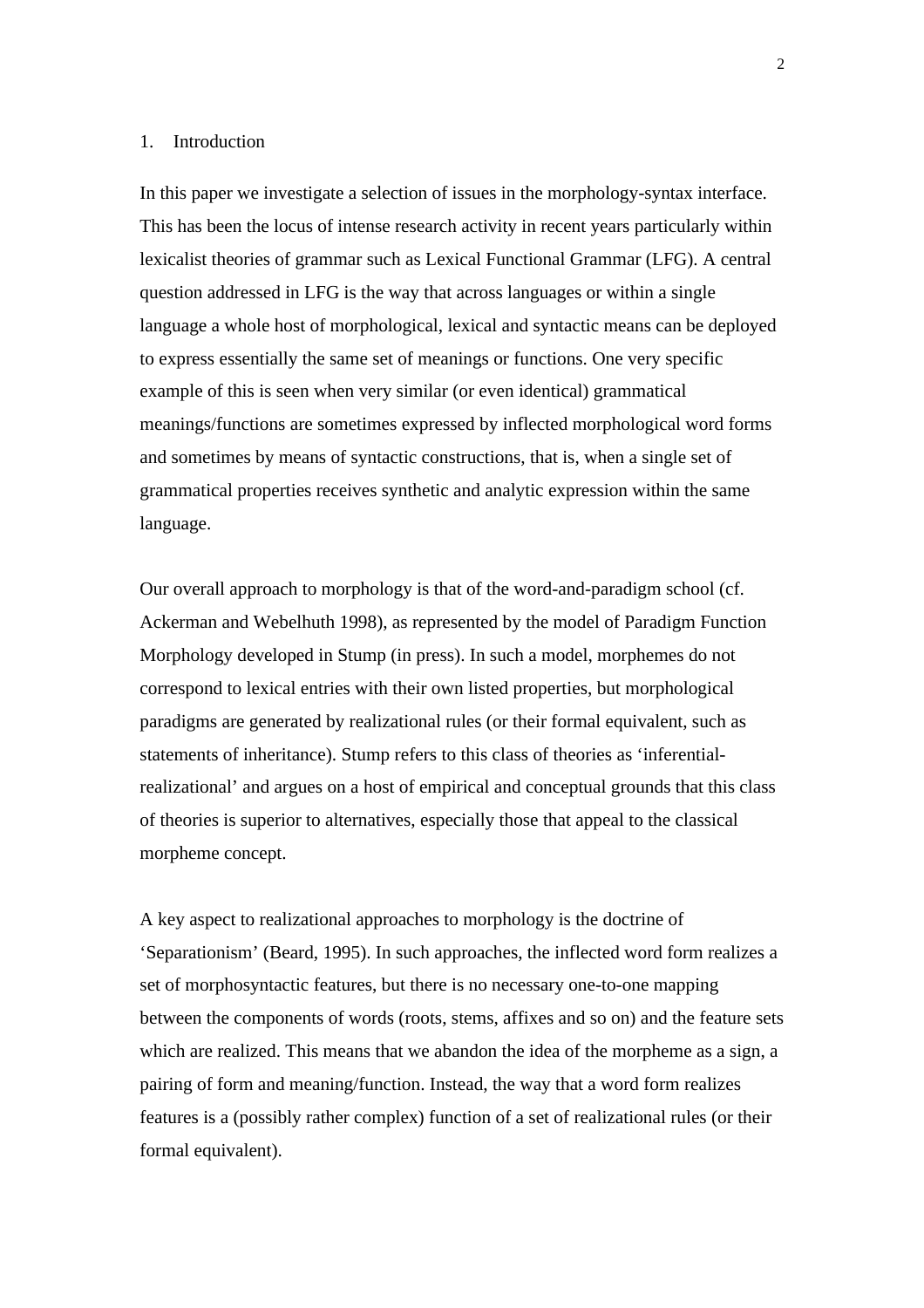## 1. Introduction

In this paper we investigate a selection of issues in the morphology-syntax interface. This has been the locus of intense research activity in recent years particularly within lexicalist theories of grammar such as Lexical Functional Grammar (LFG). A central question addressed in LFG is the way that across languages or within a single language a whole host of morphological, lexical and syntactic means can be deployed to express essentially the same set of meanings or functions. One very specific example of this is seen when very similar (or even identical) grammatical meanings/functions are sometimes expressed by inflected morphological word forms and sometimes by means of syntactic constructions, that is, when a single set of grammatical properties receives synthetic and analytic expression within the same language.

Our overall approach to morphology is that of the word-and-paradigm school (cf. Ackerman and Webelhuth 1998), as represented by the model of Paradigm Function Morphology developed in Stump (in press). In such a model, morphemes do not correspond to lexical entries with their own listed properties, but morphological paradigms are generated by realizational rules (or their formal equivalent, such as statements of inheritance). Stump refers to this class of theories as 'inferential-realizational' and argues on a host of empirical and conceptual grounds that this class of theories is superior to alternatives, especially those that appeal to the classical morpheme concept.

A key aspect to realizational approaches to morphology is the doctrine of 'Separationism' (Beard, 1995). In such approaches, the inflected word form realizes a set of morphosyntactic features, but there is no necessary one-to-one mapping between the components of words (roots, stems, affixes and so on) and the feature sets which are realized. This means that we abandon the idea of the morpheme as a sign, a pairing of form and meaning/function. Instead, the way that a word form realizes features is a (possibly rather complex) function of a set of realizational rules (or their formal equivalent).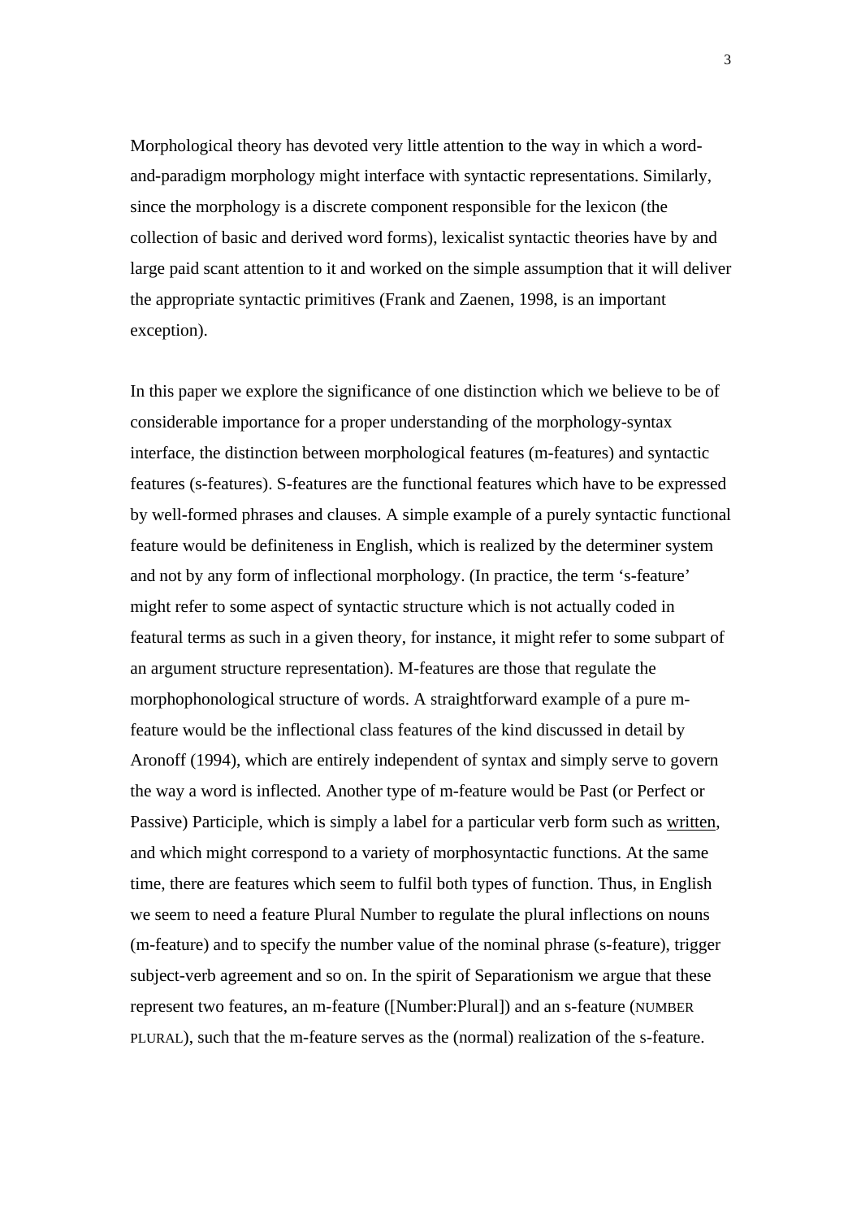Morphological theory has devoted very little attention to the way in which a word-and-paradigm morphology might interface with syntactic representations. Similarly, since the morphology is a discrete component responsible for the lexicon (the collection of basic and derived word forms), lexicalist syntactic theories have by and large paid scant attention to it and worked on the simple assumption that it will deliver the appropriate syntactic primitives (Frank and Zaenen, 1998, is an important exception).

In this paper we explore the significance of one distinction which we believe to be of considerable importance for a proper understanding of the morphology-syntax interface, the distinction between morphological features (m-features) and syntactic features (s-features). S-features are the functional features which have to be expressed by well-formed phrases and clauses. A simple example of a purely syntactic functional feature would be definiteness in English, which is realized by the determiner system and not by any form of inflectional morphology. (In practice, the term 's-feature' might refer to some aspect of syntactic structure which is not actually coded in featural terms as such in a given theory, for instance, it might refer to some subpart of an argument structure representation). M-features are those that regulate the morphophonological structure of words. A straightforward example of a pure m-feature would be the inflectional class features of the kind discussed in detail by Aronoff (1994), which are entirely independent of syntax and simply serve to govern the way a word is inflected. Another type of m-feature would be Past (or Perfect or Passive) Participle, which is simply a label for a particular verb form such as <u>written</u>, and which might correspond to a variety of morphosyntactic functions. At the same time, there are features which seem to fulfil both types of function. Thus, in English we seem to need a feature Plural Number to regulate the plural inflections on nouns (m-feature) and to specify the number value of the nominal phrase (s-feature), trigger subject-verb agreement and so on. In the spirit of Separationism we argue that these represent two features, an m-feature ([Number:Plural]) and an s-feature (NUMBER PLURAL), such that the m-feature serves as the (normal) realization of the s-feature.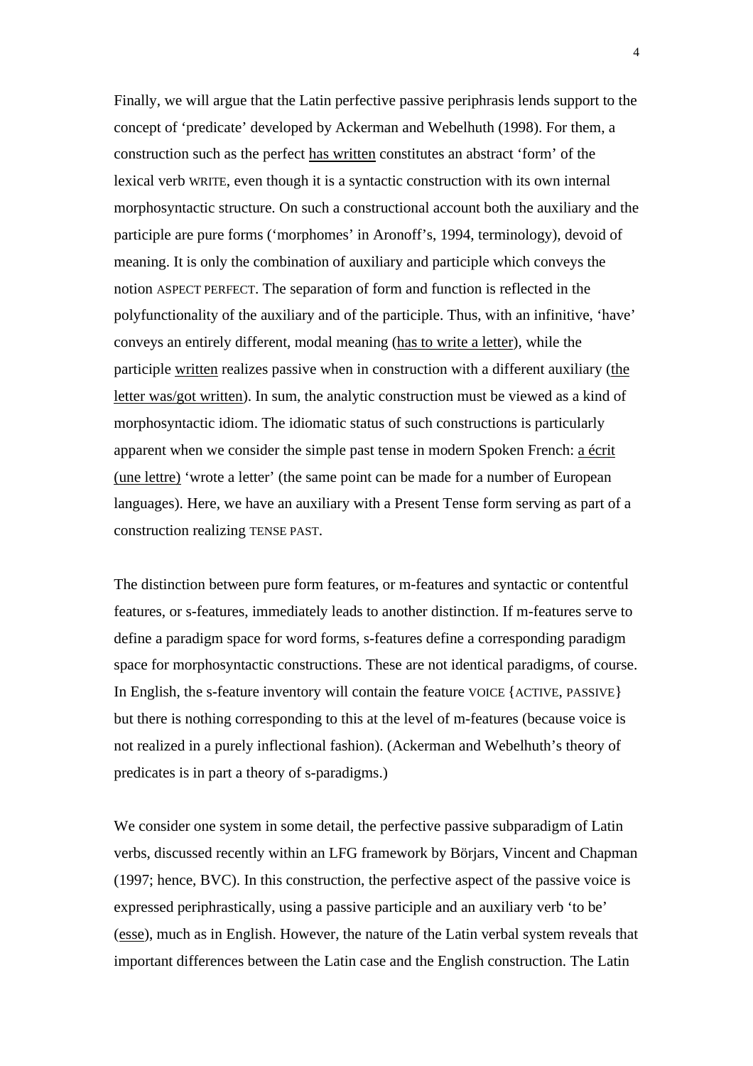Finally, we will argue that the Latin perfective passive periphrasis lends support to the concept of 'predicate' developed by Ackerman and Webelhuth (1998). For them, a construction such as the perfect <u>has written</u> constitutes an abstract 'form' of the lexical verb WRITE, even though it is a syntactic construction with its own internal morphosyntactic structure. On such a constructional account both the auxiliary and the participle are pure forms ('morphomes' in Aronoff's, 1994, terminology), devoid of meaning. It is only the combination of auxiliary and participle which conveys the notion ASPECT PERFECT. The separation of form and function is reflected in the polyfunctionality of the auxiliary and of the participle. Thus, with an infinitive, 'have' conveys an entirely different, modal meaning (<u>has to write a letter</u>), while the participle <u>written</u> realizes passive when in construction with a different auxiliary (<u>the letter was/got written</u>). In sum, the analytic construction must be viewed as a kind of morphosyntactic idiom. The idiomatic status of such constructions is particularly apparent when we consider the simple past tense in modern Spoken French: <u>a écrit (une lettre)</u> 'wrote a letter' (the same point can be made for a number of European languages). Here, we have an auxiliary with a Present Tense form serving as part of a construction realizing TENSE PAST.

The distinction between pure form features, or m-features and syntactic or contentful features, or s-features, immediately leads to another distinction. If m-features serve to define a paradigm space for word forms, s-features define a corresponding paradigm space for morphosyntactic constructions. These are not identical paradigms, of course. In English, the s-feature inventory will contain the feature VOICE {ACTIVE, PASSIVE} but there is nothing corresponding to this at the level of m-features (because voice is not realized in a purely inflectional fashion). (Ackerman and Webelhuth's theory of predicates is in part a theory of s-paradigms.)

We consider one system in some detail, the perfective passive subparadigm of Latin verbs, discussed recently within an LFG framework by Börjars, Vincent and Chapman (1997; hence, BVC). In this construction, the perfective aspect of the passive voice is expressed periphrastically, using a passive participle and an auxiliary verb 'to be' (<u>esse</u>), much as in English. However, the nature of the Latin verbal system reveals that important differences between the Latin case and the English construction. The Latin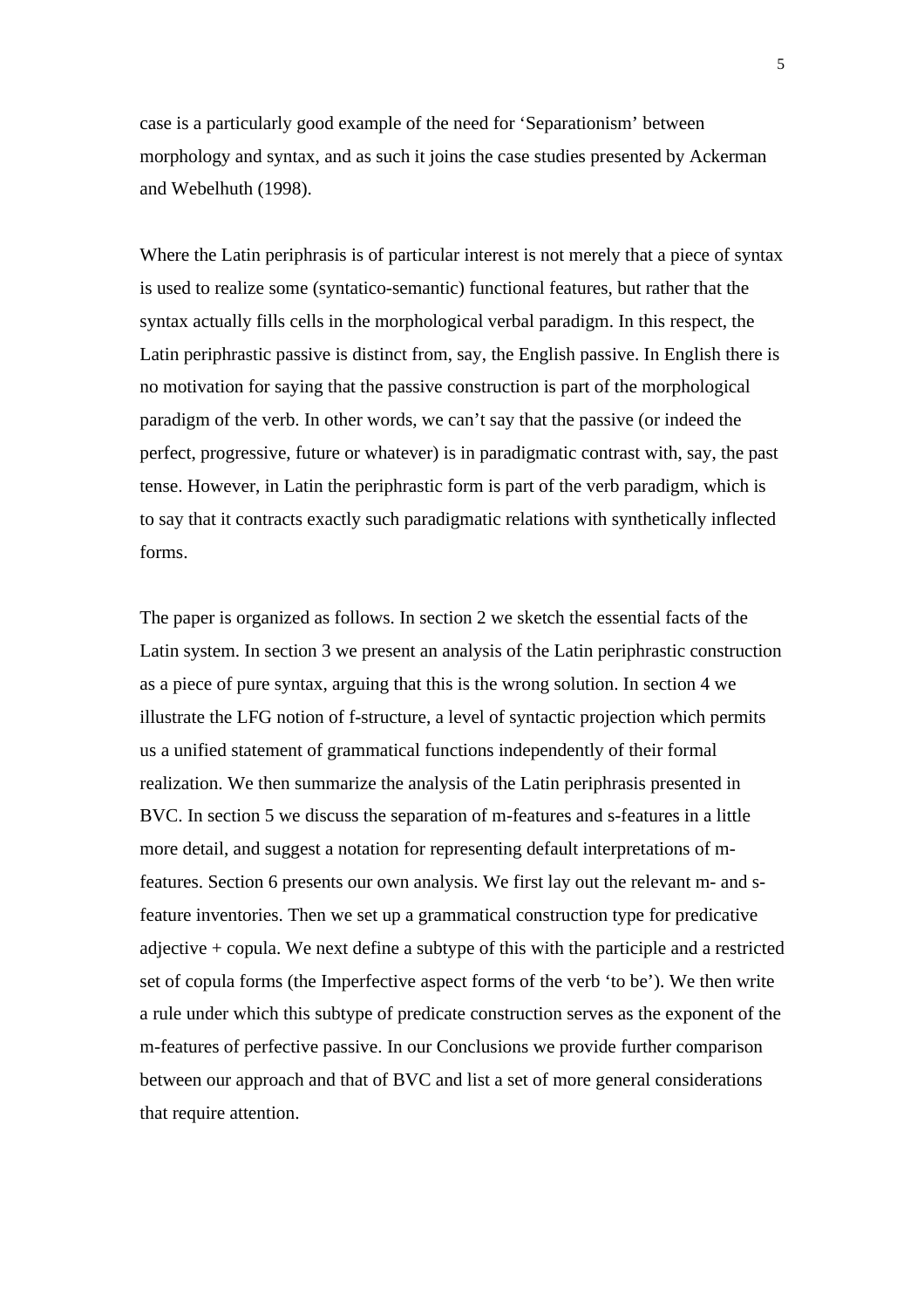case is a particularly good example of the need for 'Separationism' between morphology and syntax, and as such it joins the case studies presented by Ackerman and Webelhuth (1998).

Where the Latin periphrasis is of particular interest is not merely that a piece of syntax is used to realize some (syntactico-semantic) functional features, but rather that the syntax actually fills cells in the morphological verbal paradigm. In this respect, the Latin periphrastic passive is distinct from, say, the English passive. In English there is no motivation for saying that the passive construction is part of the morphological paradigm of the verb. In other words, we can't say that the passive (or indeed the perfect, progressive, future or whatever) is in paradigmatic contrast with, say, the past tense. However, in Latin the periphrastic form is part of the verb paradigm, which is to say that it contracts exactly such paradigmatic relations with synthetically inflected forms.

The paper is organized as follows. In section 2 we sketch the essential facts of the Latin system. In section 3 we present an analysis of the Latin periphrastic construction as a piece of pure syntax, arguing that this is the wrong solution. In section 4 we illustrate the LFG notion of f-structure, a level of syntactic projection which permits us a unified statement of grammatical functions independently of their formal realization. We then summarize the analysis of the Latin periphrasis presented in BVC. In section 5 we discuss the separation of m-features and s-features in a little more detail, and suggest a notation for representing default interpretations of m-features. Section 6 presents our own analysis. We first lay out the relevant m- and s-feature inventories. Then we set up a grammatical construction type for predicative adjective + copula. We next define a subtype of this with the participle and a restricted set of copula forms (the Imperfective aspect forms of the verb 'to be'). We then write a rule under which this subtype of predicate construction serves as the exponent of the m-features of perfective passive. In our Conclusions we provide further comparison between our approach and that of BVC and list a set of more general considerations that require attention.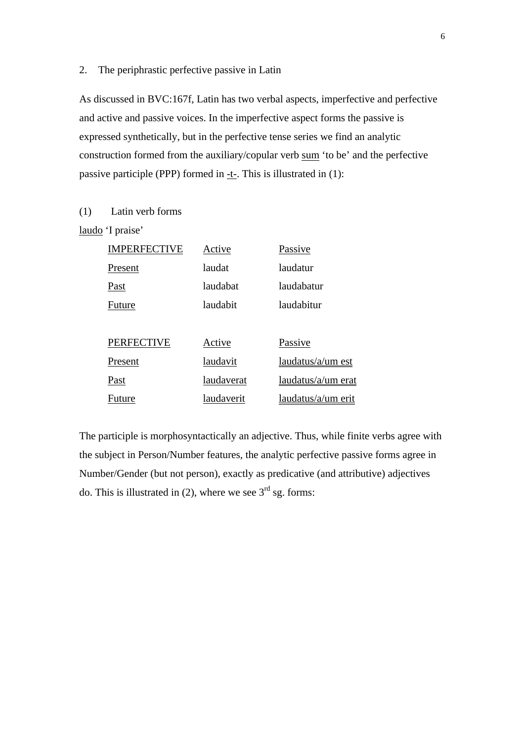## 2. The periphrastic perfective passive in Latin

As discussed in BVC:167f, Latin has two verbal aspects, imperfective and perfective and active and passive voices. In the imperfective aspect forms the passive is expressed synthetically, but in the perfective tense series we find an analytic construction formed from the auxiliary/copular verb sum 'to be' and the perfective passive participle (PPP) formed in -t-. This is illustrated in (1):

(1) Latin verb forms

laudo 'I praise'

| IMPERFECTIVE | Active | Passive |
|---|---|---|
| Present | laudat | laudatur |
| Past | laudabat | laudabatur |
| Future | laudabit | laudabitur |

| PERFECTIVE | Active | Passive |
|---|---|---|
| Present | laudavit | laudatus/a/um est |
| Past | laudaverat | laudatus/a/um erat |
| Future | laudaverit | laudatus/a/um erit |

The participle is morphosyntactically an adjective. Thus, while finite verbs agree with the subject in Person/Number features, the analytic perfective passive forms agree in Number/Gender (but not person), exactly as predicative (and attributive) adjectives do. This is illustrated in (2), where we see 3rd sg. forms: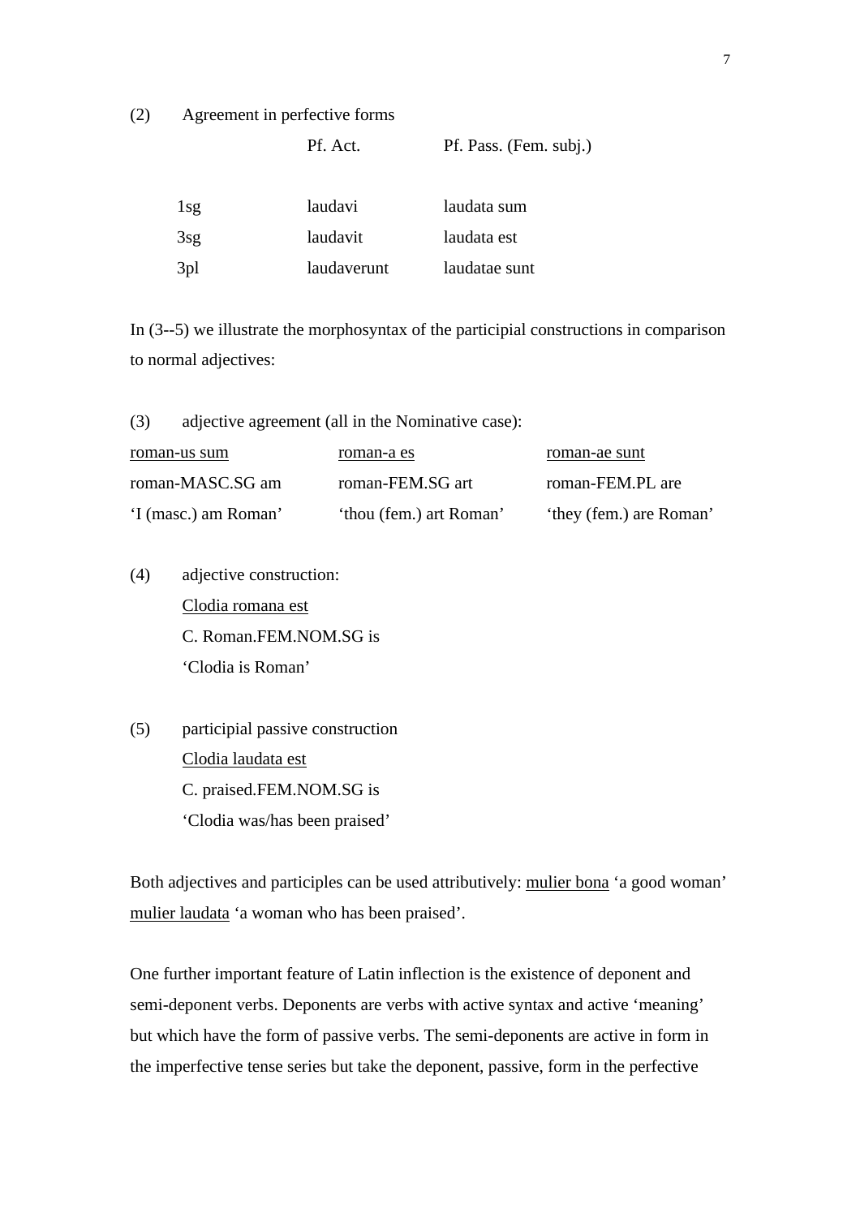(2) Agreement in perfective forms

| | Pf. Act. | Pf. Pass. (Fem. subj.) |
|---|---|---|
| 1sg | laudavi | laudata sum |
| 3sg | laudavit | laudata est |
| 3pl | laudaverunt | laudatae sunt |

In (3--5) we illustrate the morphosyntax of the participial constructions in comparison to normal adjectives:

(3) adjective agreement (all in the Nominative case):

| <u>roman-us sum</u> | <u>roman-a es</u> | <u>roman-ae sunt</u> |
|---|---|---|
| roman-MASC.SG am | roman-FEM.SG art | roman-FEM.PL are |
| 'I (masc.) am Roman' | 'thou (fem.) art Roman' | 'they (fem.) are Roman' |

(4) adjective construction:
<u>Clodia romana est</u>
C. Roman.FEM.NOM.SG is
'Clodia is Roman'

(5) participial passive construction
<u>Clodia laudata est</u>
C. praised.FEM.NOM.SG is
'Clodia was/has been praised'

Both adjectives and participles can be used attributively: <u>mulier bona</u> 'a good woman' <u>mulier laudata</u> 'a woman who has been praised'.

One further important feature of Latin inflection is the existence of deponent and semi-deponent verbs. Deponents are verbs with active syntax and active 'meaning' but which have the form of passive verbs. The semi-deponents are active in form in the imperfective tense series but take the deponent, passive, form in the perfective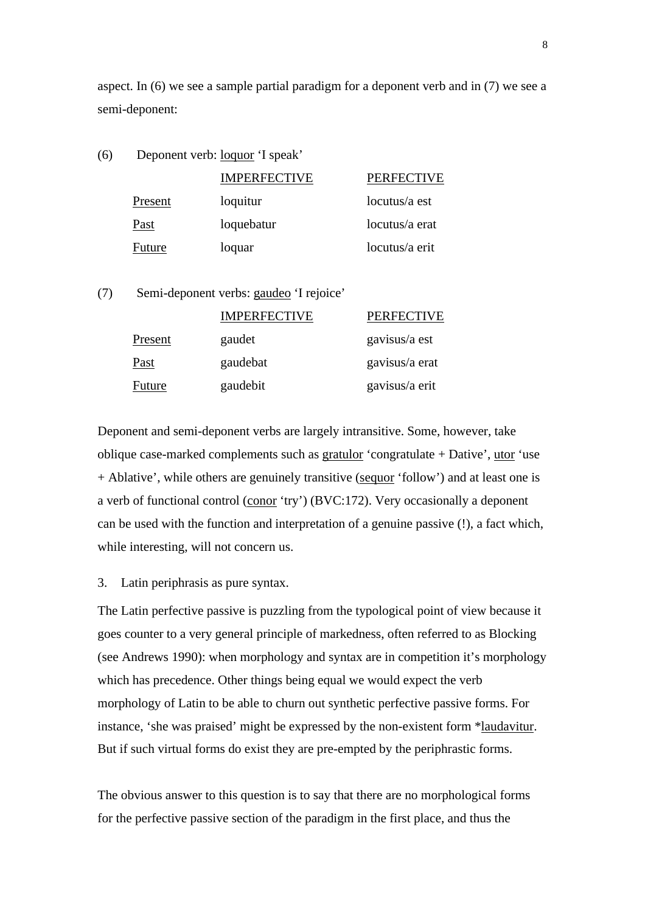aspect. In (6) we see a sample partial paradigm for a deponent verb and in (7) we see a semi-deponent:

(6) Deponent verb: loquor 'I speak'

| | IMPERFECTIVE | PERFECTIVE |
|---|---|---|
| Present | loquitur | locutus/a est |
| Past | loquebatur | locutus/a erat |
| Future | loquar | locutus/a erit |

(7) Semi-deponent verbs: gaudeo 'I rejoice'

| | IMPERFECTIVE | PERFECTIVE |
|---|---|---|
| Present | gaudet | gavisus/a est |
| Past | gaudebat | gavisus/a erat |
| Future | gaudebit | gavisus/a erit |

Deponent and semi-deponent verbs are largely intransitive. Some, however, take oblique case-marked complements such as gratulor 'congratulate + Dative', utor 'use + Ablative', while others are genuinely transitive (sequor 'follow') and at least one is a verb of functional control (conor 'try') (BVC:172). Very occasionally a deponent can be used with the function and interpretation of a genuine passive (!), a fact which, while interesting, will not concern us.

3. Latin periphrasis as pure syntax.

The Latin perfective passive is puzzling from the typological point of view because it goes counter to a very general principle of markedness, often referred to as Blocking (see Andrews 1990): when morphology and syntax are in competition it's morphology which has precedence. Other things being equal we would expect the verb morphology of Latin to be able to churn out synthetic perfective passive forms. For instance, 'she was praised' might be expressed by the non-existent form *laudavitur. But if such virtual forms do exist they are pre-empted by the periphrastic forms.

The obvious answer to this question is to say that there are no morphological forms for the perfective passive section of the paradigm in the first place, and thus the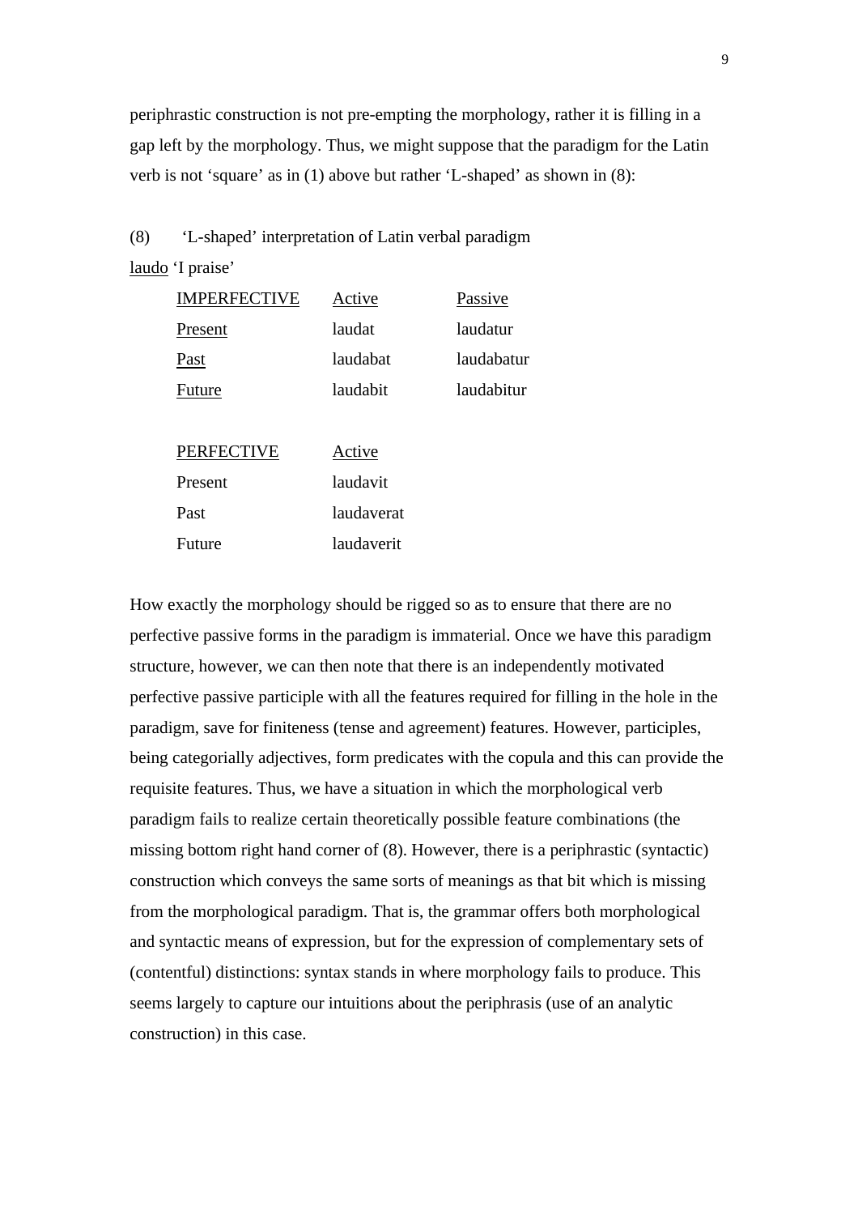periphrastic construction is not pre-empting the morphology, rather it is filling in a gap left by the morphology. Thus, we might suppose that the paradigm for the Latin verb is not 'square' as in (1) above but rather 'L-shaped' as shown in (8):

(8) 'L-shaped' interpretation of Latin verbal paradigm

<u>laudo</u> 'I praise'

| <u>IMPERFECTIVE</u> | <u>Active</u> | <u>Passive</u> |
|---|---|---|
| <u>Present</u> | laudat | laudatur |
| <u>Past</u> | laudabat | laudabatur |
| <u>Future</u> | laudabit | laudabitur |

| <u>PERFECTIVE</u> | <u>Active</u> |
|---|---|
| Present | laudavit |
| Past | laudaverat |
| Future | laudaverit |

How exactly the morphology should be rigged so as to ensure that there are no perfective passive forms in the paradigm is immaterial. Once we have this paradigm structure, however, we can then note that there is an independently motivated perfective passive participle with all the features required for filling in the hole in the paradigm, save for finiteness (tense and agreement) features. However, participles, being categorially adjectives, form predicates with the copula and this can provide the requisite features. Thus, we have a situation in which the morphological verb paradigm fails to realize certain theoretically possible feature combinations (the missing bottom right hand corner of (8). However, there is a periphrastic (syntactic) construction which conveys the same sorts of meanings as that bit which is missing from the morphological paradigm. That is, the grammar offers both morphological and syntactic means of expression, but for the expression of complementary sets of (contentful) distinctions: syntax stands in where morphology fails to produce. This seems largely to capture our intuitions about the periphrasis (use of an analytic construction) in this case.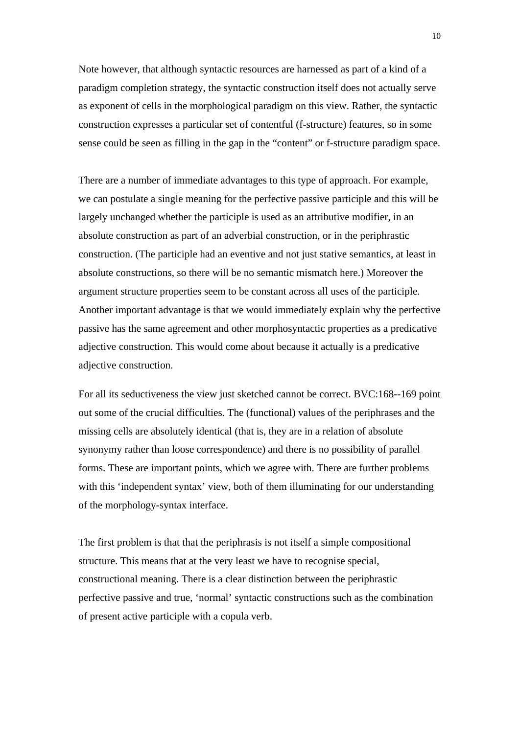Note however, that although syntactic resources are harnessed as part of a kind of a paradigm completion strategy, the syntactic construction itself does not actually serve as exponent of cells in the morphological paradigm on this view. Rather, the syntactic construction expresses a particular set of contentful (f-structure) features, so in some sense could be seen as filling in the gap in the "content" or f-structure paradigm space.

There are a number of immediate advantages to this type of approach. For example, we can postulate a single meaning for the perfective passive participle and this will be largely unchanged whether the participle is used as an attributive modifier, in an absolute construction as part of an adverbial construction, or in the periphrastic construction. (The participle had an eventive and not just stative semantics, at least in absolute constructions, so there will be no semantic mismatch here.) Moreover the argument structure properties seem to be constant across all uses of the participle. Another important advantage is that we would immediately explain why the perfective passive has the same agreement and other morphosyntactic properties as a predicative adjective construction. This would come about because it actually is a predicative adjective construction.

For all its seductiveness the view just sketched cannot be correct. BVC:168--169 point out some of the crucial difficulties. The (functional) values of the periphrases and the missing cells are absolutely identical (that is, they are in a relation of absolute synonymy rather than loose correspondence) and there is no possibility of parallel forms. These are important points, which we agree with. There are further problems with this 'independent syntax' view, both of them illuminating for our understanding of the morphology-syntax interface.

The first problem is that that the periphrasis is not itself a simple compositional structure. This means that at the very least we have to recognise special, constructional meaning. There is a clear distinction between the periphrastic perfective passive and true, 'normal' syntactic constructions such as the combination of present active participle with a copula verb.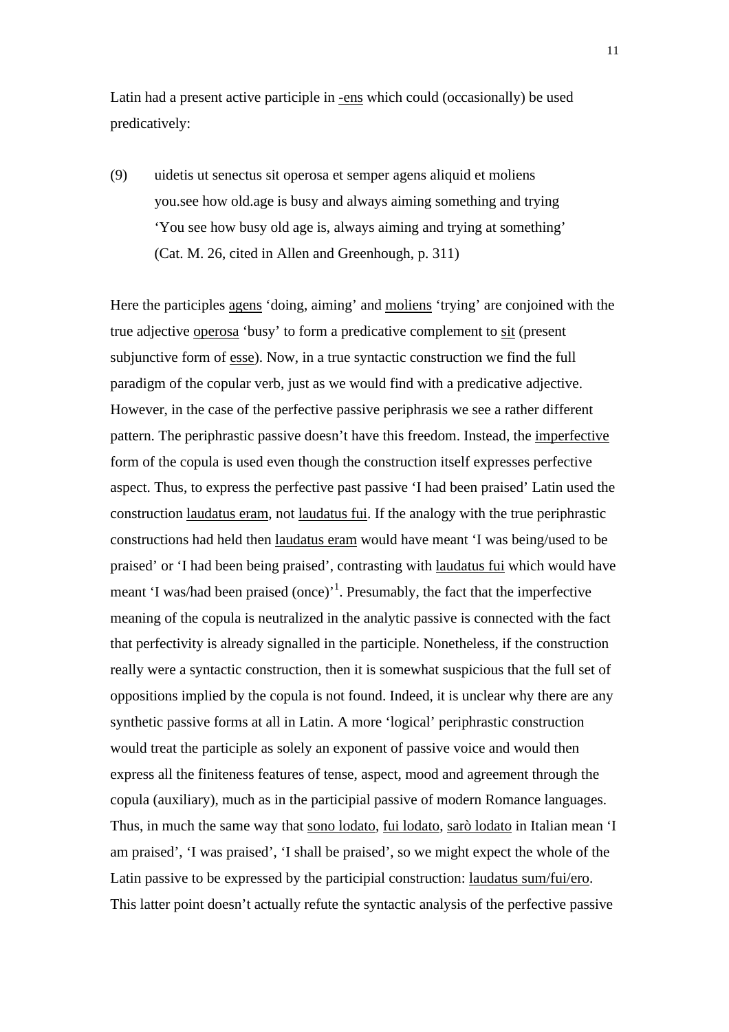Latin had a present active participle in -ens which could (occasionally) be used predicatively:

(9) uidetis ut senectus sit operosa et semper agens aliquid et moliens
you.see how old.age is busy and always aiming something and trying
'You see how busy old age is, always aiming and trying at something'
(Cat. M. 26, cited in Allen and Greenhough, p. 311)

Here the participles agens 'doing, aiming' and moliens 'trying' are conjoined with the true adjective operosa 'busy' to form a predicative complement to sit (present subjunctive form of esse). Now, in a true syntactic construction we find the full paradigm of the copular verb, just as we would find with a predicative adjective. However, in the case of the perfective passive periphrasis we see a rather different pattern. The periphrastic passive doesn't have this freedom. Instead, the imperfective form of the copula is used even though the construction itself expresses perfective aspect. Thus, to express the perfective past passive 'I had been praised' Latin used the construction laudatus eram, not laudatus fui. If the analogy with the true periphrastic constructions had held then laudatus eram would have meant 'I was being/used to be praised' or 'I had been being praised', contrasting with laudatus fui which would have meant 'I was/had been praised (once)'[1]. Presumably, the fact that the imperfective meaning of the copula is neutralized in the analytic passive is connected with the fact that perfectivity is already signalled in the participle. Nonetheless, if the construction really were a syntactic construction, then it is somewhat suspicious that the full set of oppositions implied by the copula is not found. Indeed, it is unclear why there are any synthetic passive forms at all in Latin. A more 'logical' periphrastic construction would treat the participle as solely an exponent of passive voice and would then express all the finiteness features of tense, aspect, mood and agreement through the copula (auxiliary), much as in the participial passive of modern Romance languages. Thus, in much the same way that sono lodato, fui lodato, sarò lodato in Italian mean 'I am praised', 'I was praised', 'I shall be praised', so we might expect the whole of the Latin passive to be expressed by the participial construction: laudatus sum/fui/ero. This latter point doesn't actually refute the syntactic analysis of the perfective passive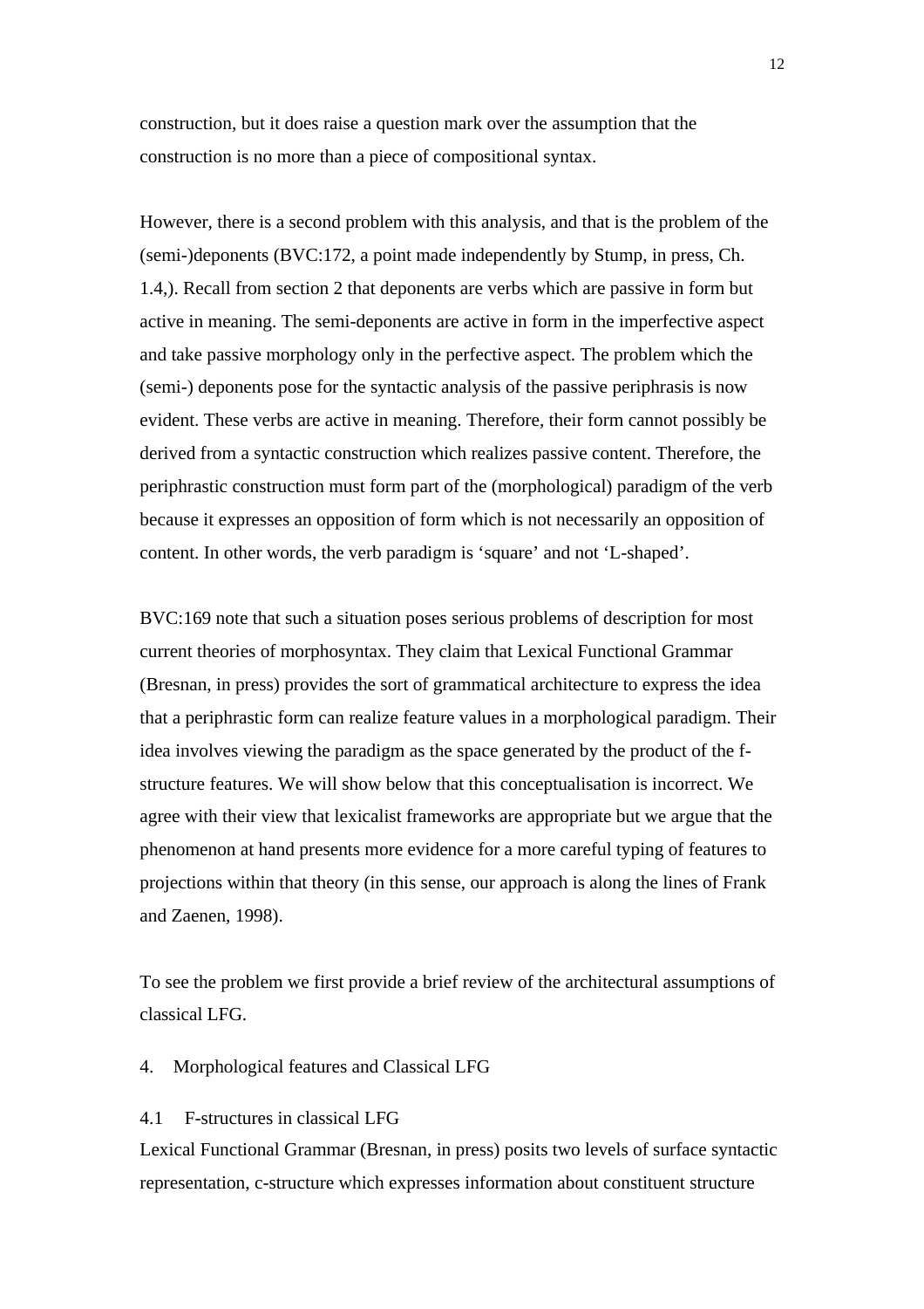construction, but it does raise a question mark over the assumption that the construction is no more than a piece of compositional syntax.

However, there is a second problem with this analysis, and that is the problem of the (semi-)deponents (BVC:172, a point made independently by Stump, in press, Ch. 1.4,). Recall from section 2 that deponents are verbs which are passive in form but active in meaning. The semi-deponents are active in form in the imperfective aspect and take passive morphology only in the perfective aspect. The problem which the (semi-) deponents pose for the syntactic analysis of the passive periphrasis is now evident. These verbs are active in meaning. Therefore, their form cannot possibly be derived from a syntactic construction which realizes passive content. Therefore, the periphrastic construction must form part of the (morphological) paradigm of the verb because it expresses an opposition of form which is not necessarily an opposition of content. In other words, the verb paradigm is 'square' and not 'L-shaped'.

BVC:169 note that such a situation poses serious problems of description for most current theories of morphosyntax. They claim that Lexical Functional Grammar (Bresnan, in press) provides the sort of grammatical architecture to express the idea that a periphrastic form can realize feature values in a morphological paradigm. Their idea involves viewing the paradigm as the space generated by the product of the f-structure features. We will show below that this conceptualisation is incorrect. We agree with their view that lexicalist frameworks are appropriate but we argue that the phenomenon at hand presents more evidence for a more careful typing of features to projections within that theory (in this sense, our approach is along the lines of Frank and Zaenen, 1998).

To see the problem we first provide a brief review of the architectural assumptions of classical LFG.

## 4. Morphological features and Classical LFG

### 4.1 F-structures in classical LFG

Lexical Functional Grammar (Bresnan, in press) posits two levels of surface syntactic representation, c-structure which expresses information about constituent structure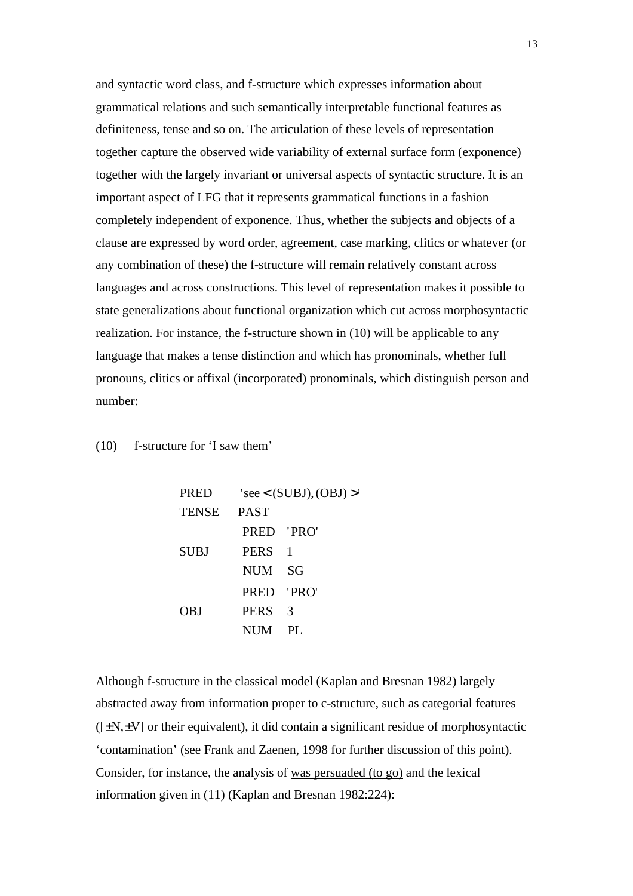and syntactic word class, and f-structure which expresses information about grammatical relations and such semantically interpretable functional features as definiteness, tense and so on. The articulation of these levels of representation together capture the observed wide variability of external surface form (exponence) together with the largely invariant or universal aspects of syntactic structure. It is an important aspect of LFG that it represents grammatical functions in a fashion completely independent of exponence. Thus, whether the subjects and objects of a clause are expressed by word order, agreement, case marking, clitics or whatever (or any combination of these) the f-structure will remain relatively constant across languages and across constructions. This level of representation makes it possible to state generalizations about functional organization which cut across morphosyntactic realization. For instance, the f-structure shown in (10) will be applicable to any language that makes a tense distinction and which has pronominals, whether full pronouns, clitics or affixal (incorporated) pronominals, which distinguish person and number:

(10) f-structure for 'I saw them'

$$
\begin{bmatrix}
\text{PRED} & \text{'see} < (\text{SUBJ}), (\text{OBJ}) >\text{'} \\
\text{TENSE} & \text{PAST} \\
\text{SUBJ} & \begin{bmatrix} \text{PRED} & \text{'PRO'} \\ \text{PERS} & 1 \\ \text{NUM} & \text{SG} \end{bmatrix} \\
\text{OBJ} & \begin{bmatrix} \text{PRED} & \text{'PRO'} \\ \text{PERS} & 3 \\ \text{NUM} & \text{PL} \end{bmatrix}
\end{bmatrix}
$$

Although f-structure in the classical model (Kaplan and Bresnan 1982) largely abstracted away from information proper to c-structure, such as categorial features ([±N,±V] or their equivalent), it did contain a significant residue of morphosyntactic 'contamination' (see Frank and Zaenen, 1998 for further discussion of this point). Consider, for instance, the analysis of <u>was persuaded (to go)</u> and the lexical information given in (11) (Kaplan and Bresnan 1982:224):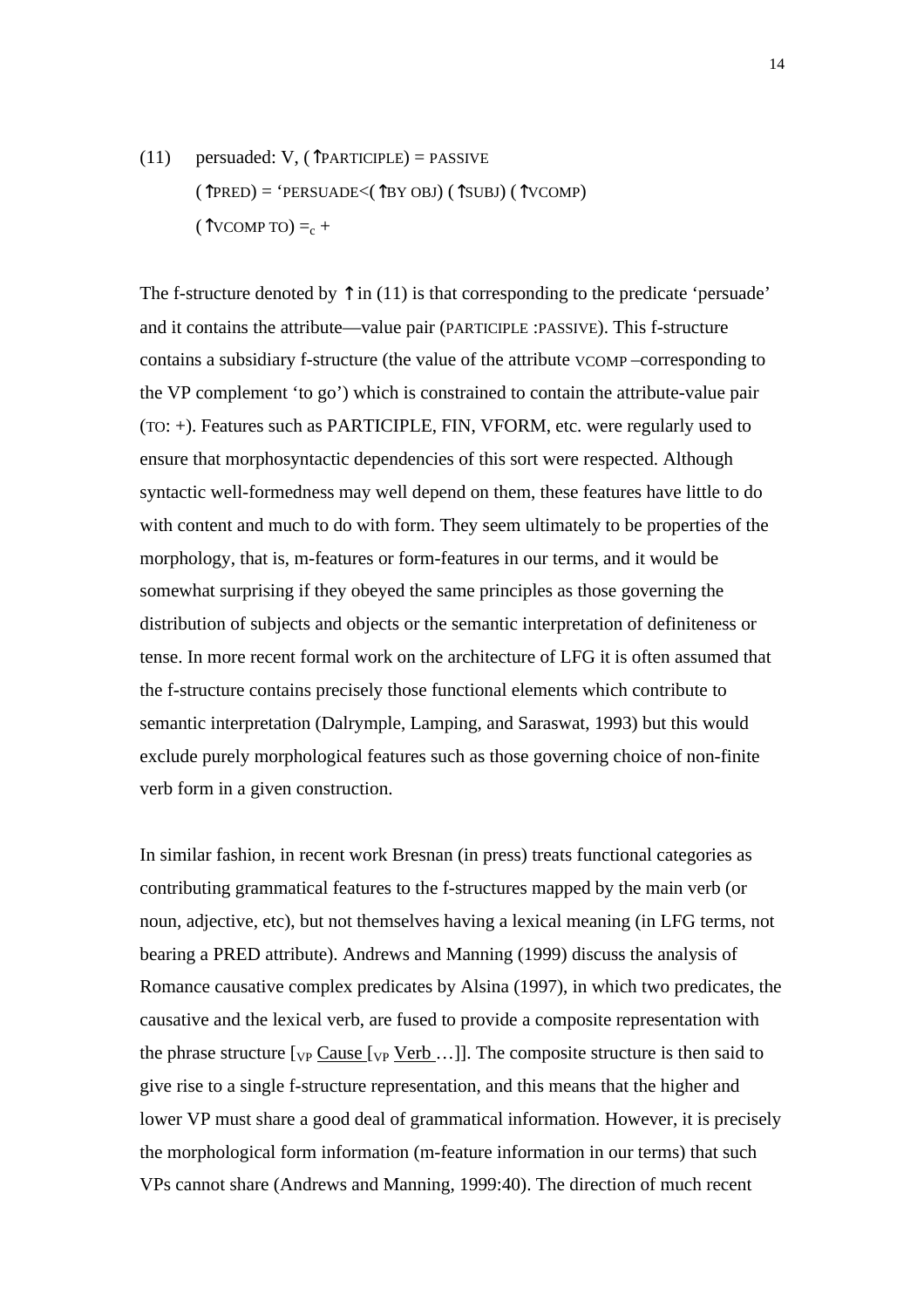(11) persuaded: V, (↑PARTICIPLE) = PASSIVE

(↑PRED) = 'PERSUADE<(↑BY OBJ) (↑SUBJ) (↑VCOMP)

(↑VCOMP TO) $=_c$ +

The f-structure denoted by ↑ in (11) is that corresponding to the predicate 'persuade' and it contains the attribute—value pair (PARTICIPLE :PASSIVE). This f-structure contains a subsidiary f-structure (the value of the attribute VCOMP –corresponding to the VP complement 'to go') which is constrained to contain the attribute-value pair (TO: +). Features such as PARTICIPLE, FIN, VFORM, etc. were regularly used to ensure that morphosyntactic dependencies of this sort were respected. Although syntactic well-formedness may well depend on them, these features have little to do with content and much to do with form. They seem ultimately to be properties of the morphology, that is, m-features or form-features in our terms, and it would be somewhat surprising if they obeyed the same principles as those governing the distribution of subjects and objects or the semantic interpretation of definiteness or tense. In more recent formal work on the architecture of LFG it is often assumed that the f-structure contains precisely those functional elements which contribute to semantic interpretation (Dalrymple, Lamping, and Saraswat, 1993) but this would exclude purely morphological features such as those governing choice of non-finite verb form in a given construction.

In similar fashion, in recent work Bresnan (in press) treats functional categories as contributing grammatical features to the f-structures mapped by the main verb (or noun, adjective, etc), but not themselves having a lexical meaning (in LFG terms, not bearing a PRED attribute). Andrews and Manning (1999) discuss the analysis of Romance causative complex predicates by Alsina (1997), in which two predicates, the causative and the lexical verb, are fused to provide a composite representation with the phrase structure [$_{VP}$ Cause [$_{VP}$ Verb …]]. The composite structure is then said to give rise to a single f-structure representation, and this means that the higher and lower VP must share a good deal of grammatical information. However, it is precisely the morphological form information (m-feature information in our terms) that such VPs cannot share (Andrews and Manning, 1999:40). The direction of much recent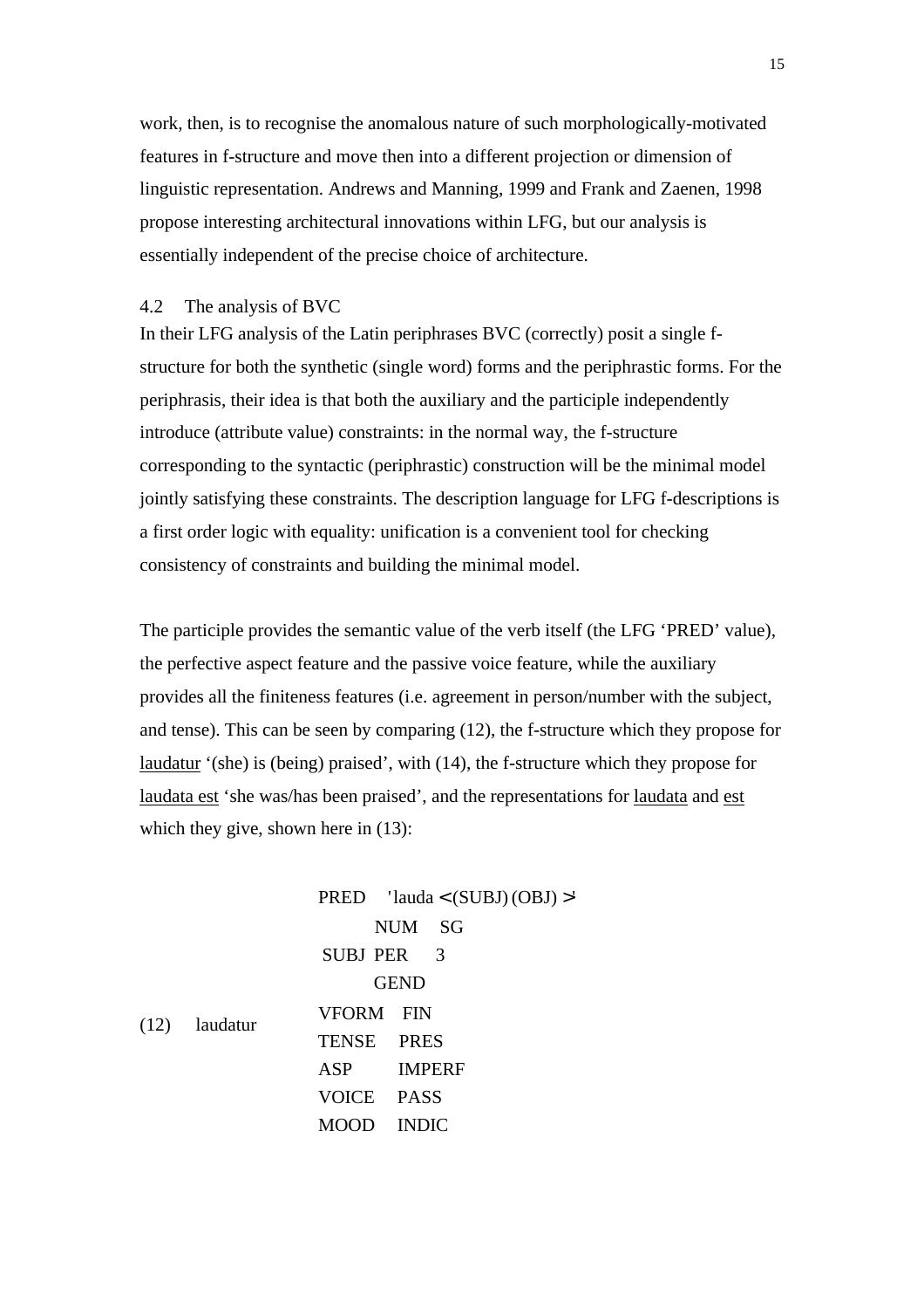work, then, is to recognise the anomalous nature of such morphologically-motivated features in f-structure and move then into a different projection or dimension of linguistic representation. Andrews and Manning, 1999 and Frank and Zaenen, 1998 propose interesting architectural innovations within LFG, but our analysis is essentially independent of the precise choice of architecture.

### 4.2 The analysis of BVC

In their LFG analysis of the Latin periphrases BVC (correctly) posit a single f-structure for both the synthetic (single word) forms and the periphrastic forms. For the periphrasis, their idea is that both the auxiliary and the participle independently introduce (attribute value) constraints: in the normal way, the f-structure corresponding to the syntactic (periphrastic) construction will be the minimal model jointly satisfying these constraints. The description language for LFG f-descriptions is a first order logic with equality: unification is a convenient tool for checking consistency of constraints and building the minimal model.

The participle provides the semantic value of the verb itself (the LFG 'PRED' value), the perfective aspect feature and the passive voice feature, while the auxiliary provides all the finiteness features (i.e. agreement in person/number with the subject, and tense). This can be seen by comparing (12), the f-structure which they propose for laudatur '(she) is (being) praised', with (14), the f-structure which they propose for laudata est 'she was/has been praised', and the representations for laudata and est which they give, shown here in (13):

(12) laudatur

```
PRED     'lauda <(SUBJ) (OBJ) >'
         NUM    SG
SUBJ     PER    3
         GEND
VFORM    FIN
TENSE    PRES
ASP      IMPERF
VOICE    PASS
MOOD     INDIC
```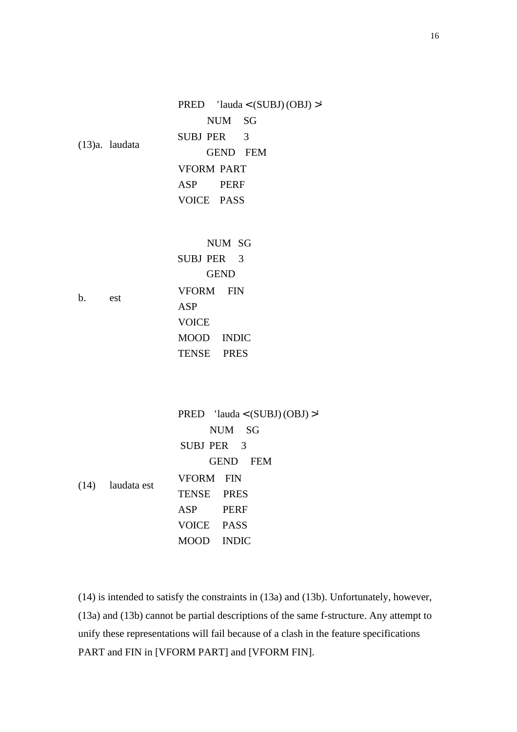(13)a. laudata

$$\begin{bmatrix} \text{PRED} & \text{'lauda} < (\text{SUBJ})\,(\text{OBJ}) >\text{'} \\ \text{SUBJ} & \begin{bmatrix} \text{NUM} & \text{SG} \\ \text{PER} & 3 \\ \text{GEND} & \text{FEM} \end{bmatrix} \\ \text{VFORM} & \text{PART} \\ \text{ASP} & \text{PERF} \\ \text{VOICE} & \text{PASS} \end{bmatrix}$$

b. est

$$\begin{bmatrix} \text{SUBJ} & \begin{bmatrix} \text{NUM} & \text{SG} \\ \text{PER} & 3 \\ \text{GEND} & \end{bmatrix} \\ \text{VFORM} & \text{FIN} \\ \text{ASP} & \\ \text{VOICE} & \\ \text{MOOD} & \text{INDIC} \\ \text{TENSE} & \text{PRES} \end{bmatrix}$$

(14) laudata est

$$\begin{bmatrix} \text{PRED} & \text{'lauda} < (\text{SUBJ})\,(\text{OBJ}) >\text{'} \\ \text{SUBJ} & \begin{bmatrix} \text{NUM} & \text{SG} \\ \text{PER} & 3 \\ \text{GEND} & \text{FEM} \end{bmatrix} \\ \text{VFORM} & \text{FIN} \\ \text{TENSE} & \text{PRES} \\ \text{ASP} & \text{PERF} \\ \text{VOICE} & \text{PASS} \\ \text{MOOD} & \text{INDIC} \end{bmatrix}$$

(14) is intended to satisfy the constraints in (13a) and (13b). Unfortunately, however, (13a) and (13b) cannot be partial descriptions of the same f-structure. Any attempt to unify these representations will fail because of a clash in the feature specifications PART and FIN in [VFORM PART] and [VFORM FIN].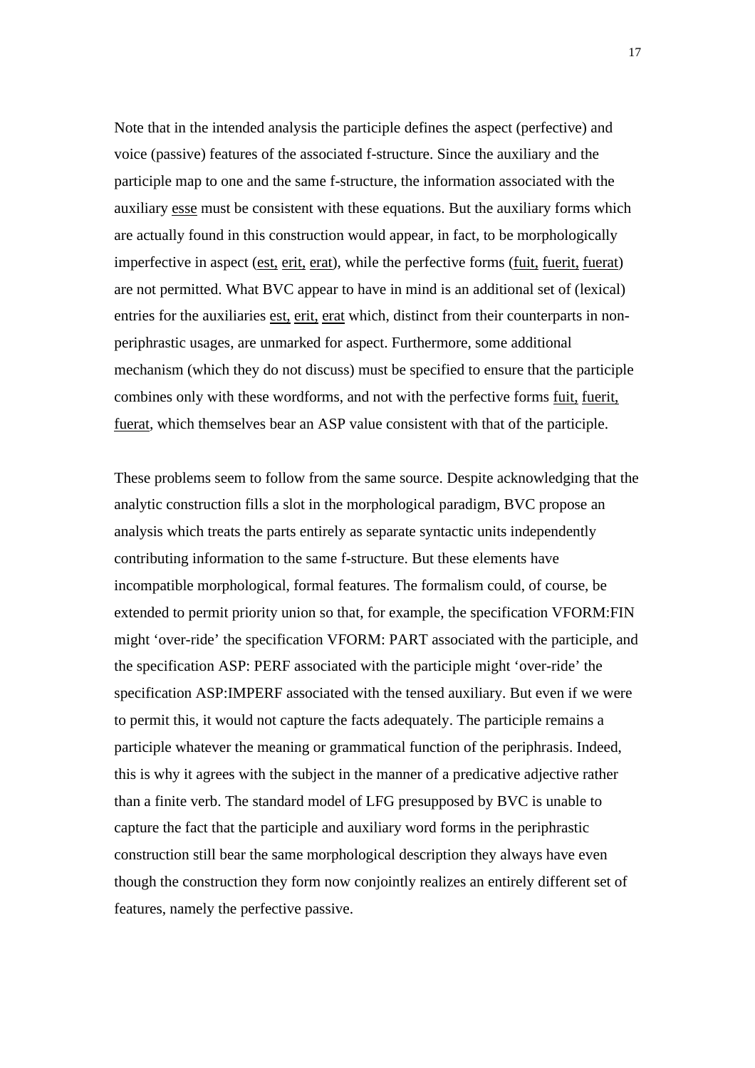Note that in the intended analysis the participle defines the aspect (perfective) and voice (passive) features of the associated f-structure. Since the auxiliary and the participle map to one and the same f-structure, the information associated with the auxiliary <u>esse</u> must be consistent with these equations. But the auxiliary forms which are actually found in this construction would appear, in fact, to be morphologically imperfective in aspect (<u>est,</u> <u>erit,</u> <u>erat</u>), while the perfective forms (<u>fuit,</u> <u>fuerit,</u> <u>fuerat</u>) are not permitted. What BVC appear to have in mind is an additional set of (lexical) entries for the auxiliaries <u>est,</u> <u>erit,</u> <u>erat</u> which, distinct from their counterparts in non-periphrastic usages, are unmarked for aspect. Furthermore, some additional mechanism (which they do not discuss) must be specified to ensure that the participle combines only with these wordforms, and not with the perfective forms <u>fuit,</u> <u>fuerit,</u> <u>fuerat</u>, which themselves bear an ASP value consistent with that of the participle.

These problems seem to follow from the same source. Despite acknowledging that the analytic construction fills a slot in the morphological paradigm, BVC propose an analysis which treats the parts entirely as separate syntactic units independently contributing information to the same f-structure. But these elements have incompatible morphological, formal features. The formalism could, of course, be extended to permit priority union so that, for example, the specification VFORM:FIN might 'over-ride' the specification VFORM: PART associated with the participle, and the specification ASP: PERF associated with the participle might 'over-ride' the specification ASP:IMPERF associated with the tensed auxiliary. But even if we were to permit this, it would not capture the facts adequately. The participle remains a participle whatever the meaning or grammatical function of the periphrasis. Indeed, this is why it agrees with the subject in the manner of a predicative adjective rather than a finite verb. The standard model of LFG presupposed by BVC is unable to capture the fact that the participle and auxiliary word forms in the periphrastic construction still bear the same morphological description they always have even though the construction they form now conjointly realizes an entirely different set of features, namely the perfective passive.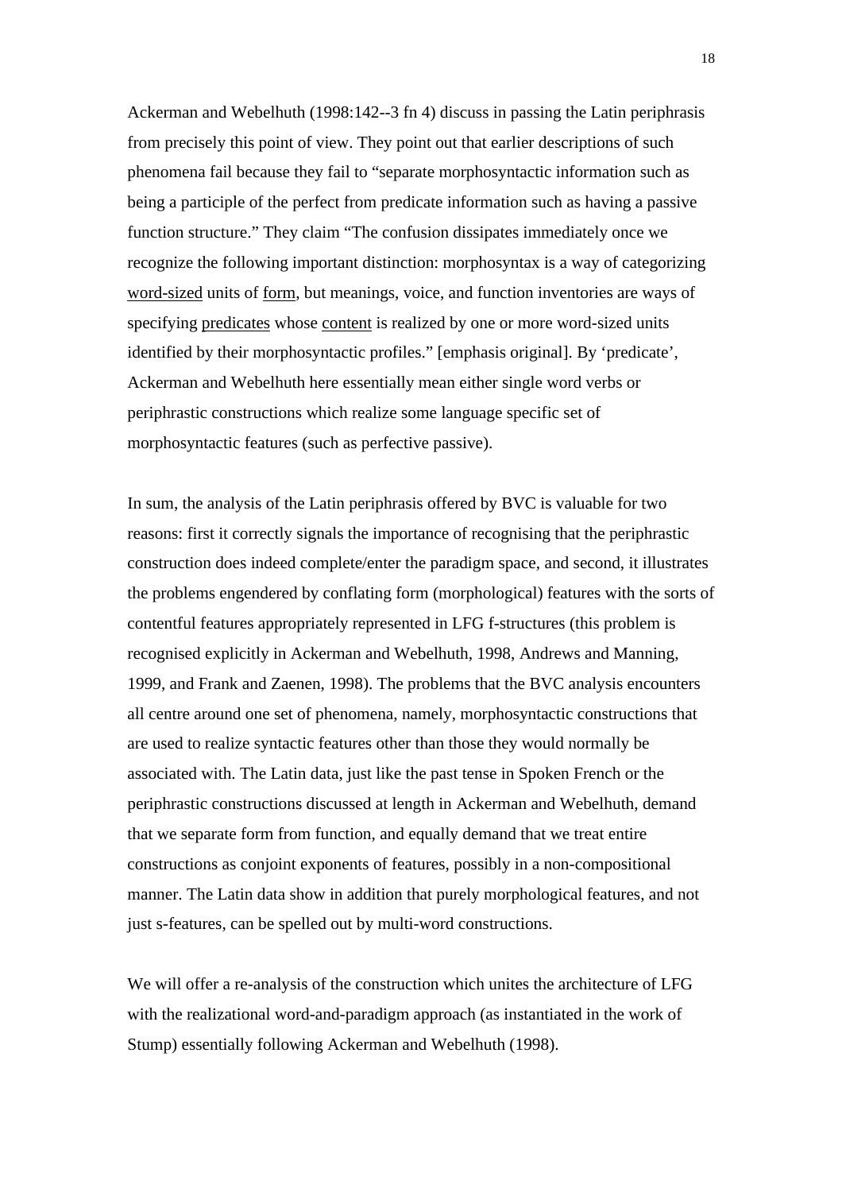Ackerman and Webelhuth (1998:142--3 fn 4) discuss in passing the Latin periphrasis from precisely this point of view. They point out that earlier descriptions of such phenomena fail because they fail to "separate morphosyntactic information such as being a participle of the perfect from predicate information such as having a passive function structure." They claim "The confusion dissipates immediately once we recognize the following important distinction: morphosyntax is a way of categorizing <u>word-sized</u> units of <u>form</u>, but meanings, voice, and function inventories are ways of specifying <u>predicates</u> whose <u>content</u> is realized by one or more word-sized units identified by their morphosyntactic profiles." [emphasis original]. By 'predicate', Ackerman and Webelhuth here essentially mean either single word verbs or periphrastic constructions which realize some language specific set of morphosyntactic features (such as perfective passive).

In sum, the analysis of the Latin periphrasis offered by BVC is valuable for two reasons: first it correctly signals the importance of recognising that the periphrastic construction does indeed complete/enter the paradigm space, and second, it illustrates the problems engendered by conflating form (morphological) features with the sorts of contentful features appropriately represented in LFG f-structures (this problem is recognised explicitly in Ackerman and Webelhuth, 1998, Andrews and Manning, 1999, and Frank and Zaenen, 1998). The problems that the BVC analysis encounters all centre around one set of phenomena, namely, morphosyntactic constructions that are used to realize syntactic features other than those they would normally be associated with. The Latin data, just like the past tense in Spoken French or the periphrastic constructions discussed at length in Ackerman and Webelhuth, demand that we separate form from function, and equally demand that we treat entire constructions as conjoint exponents of features, possibly in a non-compositional manner. The Latin data show in addition that purely morphological features, and not just s-features, can be spelled out by multi-word constructions.

We will offer a re-analysis of the construction which unites the architecture of LFG with the realizational word-and-paradigm approach (as instantiated in the work of Stump) essentially following Ackerman and Webelhuth (1998).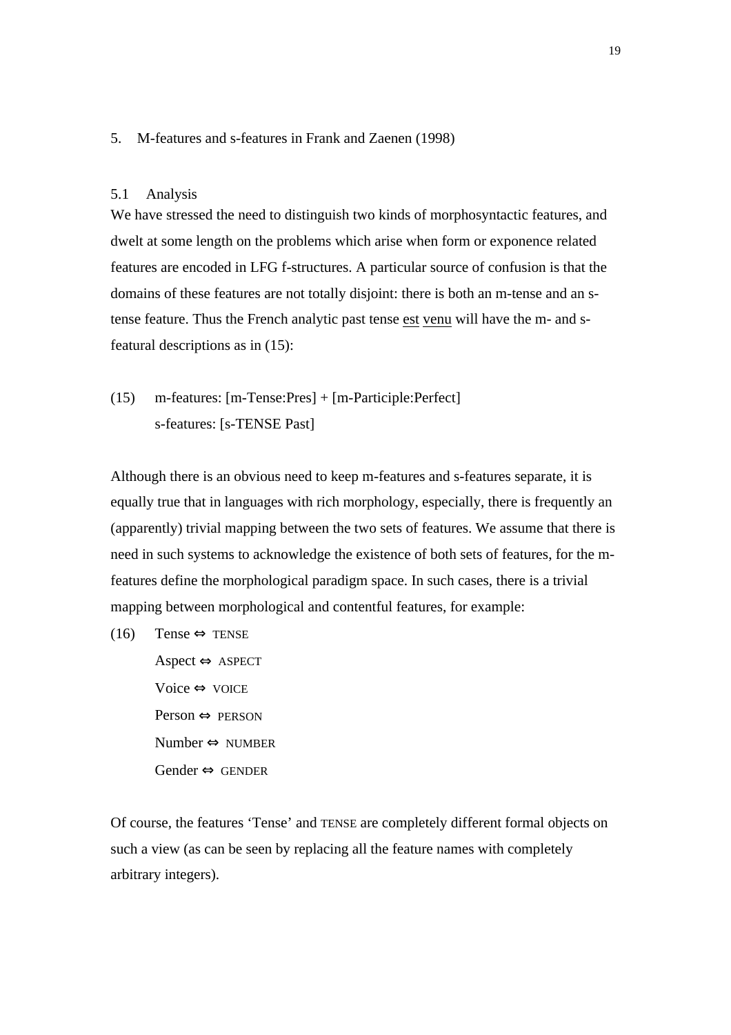## 5. M-features and s-features in Frank and Zaenen (1998)

### 5.1 Analysis

We have stressed the need to distinguish two kinds of morphosyntactic features, and dwelt at some length on the problems which arise when form or exponence related features are encoded in LFG f-structures. A particular source of confusion is that the domains of these features are not totally disjoint: there is both an m-tense and an s-tense feature. Thus the French analytic past tense <u>est</u> <u>venu</u> will have the m- and s-featural descriptions as in (15):

(15) m-features: [m-Tense:Pres] + [m-Participle:Perfect]
     s-features: [s-TENSE Past]

Although there is an obvious need to keep m-features and s-features separate, it is equally true that in languages with rich morphology, especially, there is frequently an (apparently) trivial mapping between the two sets of features. We assume that there is need in such systems to acknowledge the existence of both sets of features, for the m-features define the morphological paradigm space. In such cases, there is a trivial mapping between morphological and contentful features, for example:

(16) Tense ⇔ TENSE
     Aspect ⇔ ASPECT
     Voice ⇔ VOICE
     Person ⇔ PERSON
     Number ⇔ NUMBER
     Gender ⇔ GENDER

Of course, the features 'Tense' and TENSE are completely different formal objects on such a view (as can be seen by replacing all the feature names with completely arbitrary integers).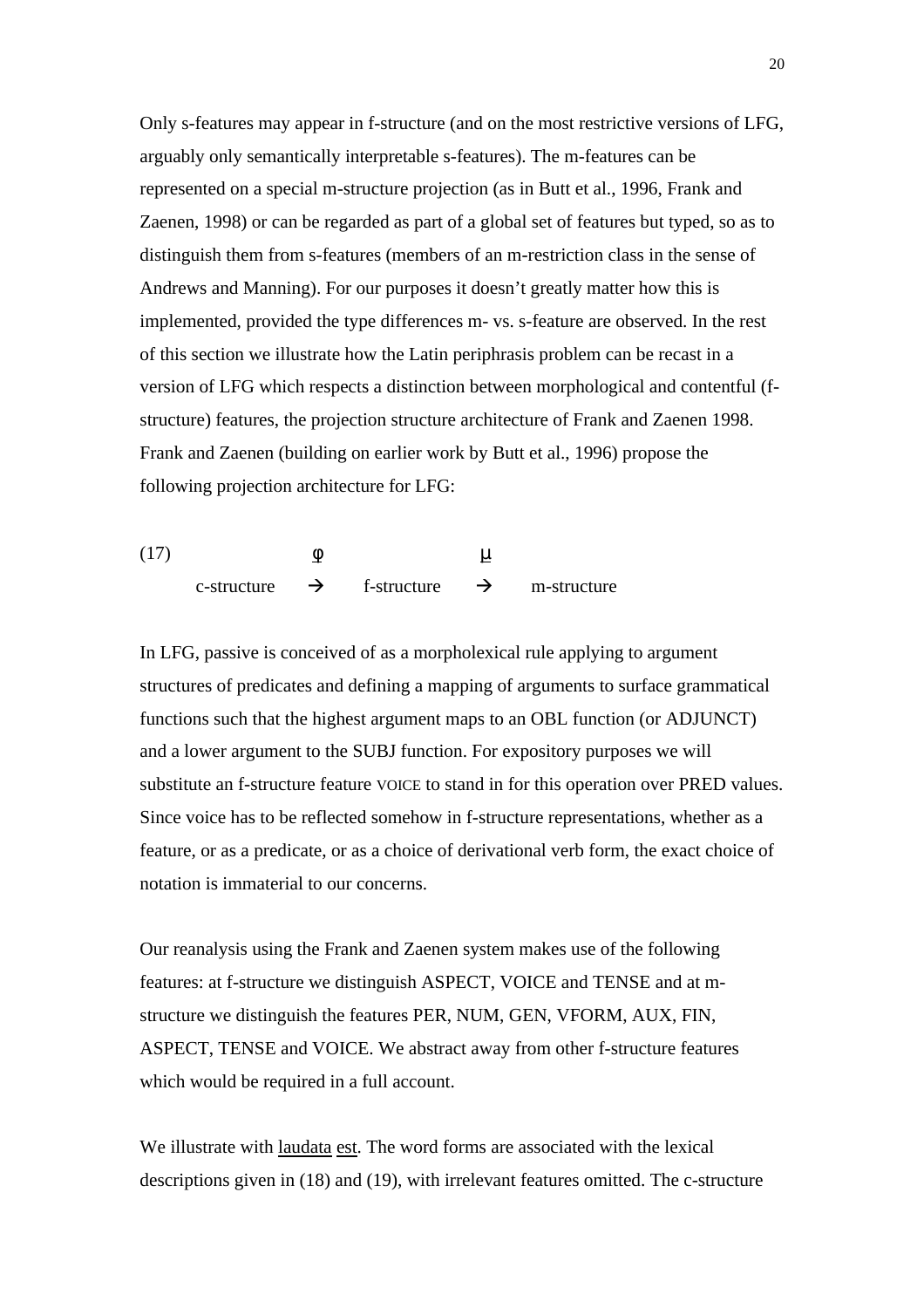Only s-features may appear in f-structure (and on the most restrictive versions of LFG, arguably only semantically interpretable s-features). The m-features can be represented on a special m-structure projection (as in Butt et al., 1996, Frank and Zaenen, 1998) or can be regarded as part of a global set of features but typed, so as to distinguish them from s-features (members of an m-restriction class in the sense of Andrews and Manning). For our purposes it doesn't greatly matter how this is implemented, provided the type differences m- vs. s-feature are observed. In the rest of this section we illustrate how the Latin periphrasis problem can be recast in a version of LFG which respects a distinction between morphological and contentful (f-structure) features, the projection structure architecture of Frank and Zaenen 1998. Frank and Zaenen (building on earlier work by Butt et al., 1996) propose the following projection architecture for LFG:

(17)

$$\text{c-structure} \xrightarrow{\phi} \text{f-structure} \xrightarrow{\mu} \text{m-structure}$$

In LFG, passive is conceived of as a morpholexical rule applying to argument structures of predicates and defining a mapping of arguments to surface grammatical functions such that the highest argument maps to an OBL function (or ADJUNCT) and a lower argument to the SUBJ function. For expository purposes we will substitute an f-structure feature VOICE to stand in for this operation over PRED values. Since voice has to be reflected somehow in f-structure representations, whether as a feature, or as a predicate, or as a choice of derivational verb form, the exact choice of notation is immaterial to our concerns.

Our reanalysis using the Frank and Zaenen system makes use of the following features: at f-structure we distinguish ASPECT, VOICE and TENSE and at m-structure we distinguish the features PER, NUM, GEN, VFORM, AUX, FIN, ASPECT, TENSE and VOICE. We abstract away from other f-structure features which would be required in a full account.

We illustrate with laudata est. The word forms are associated with the lexical descriptions given in (18) and (19), with irrelevant features omitted. The c-structure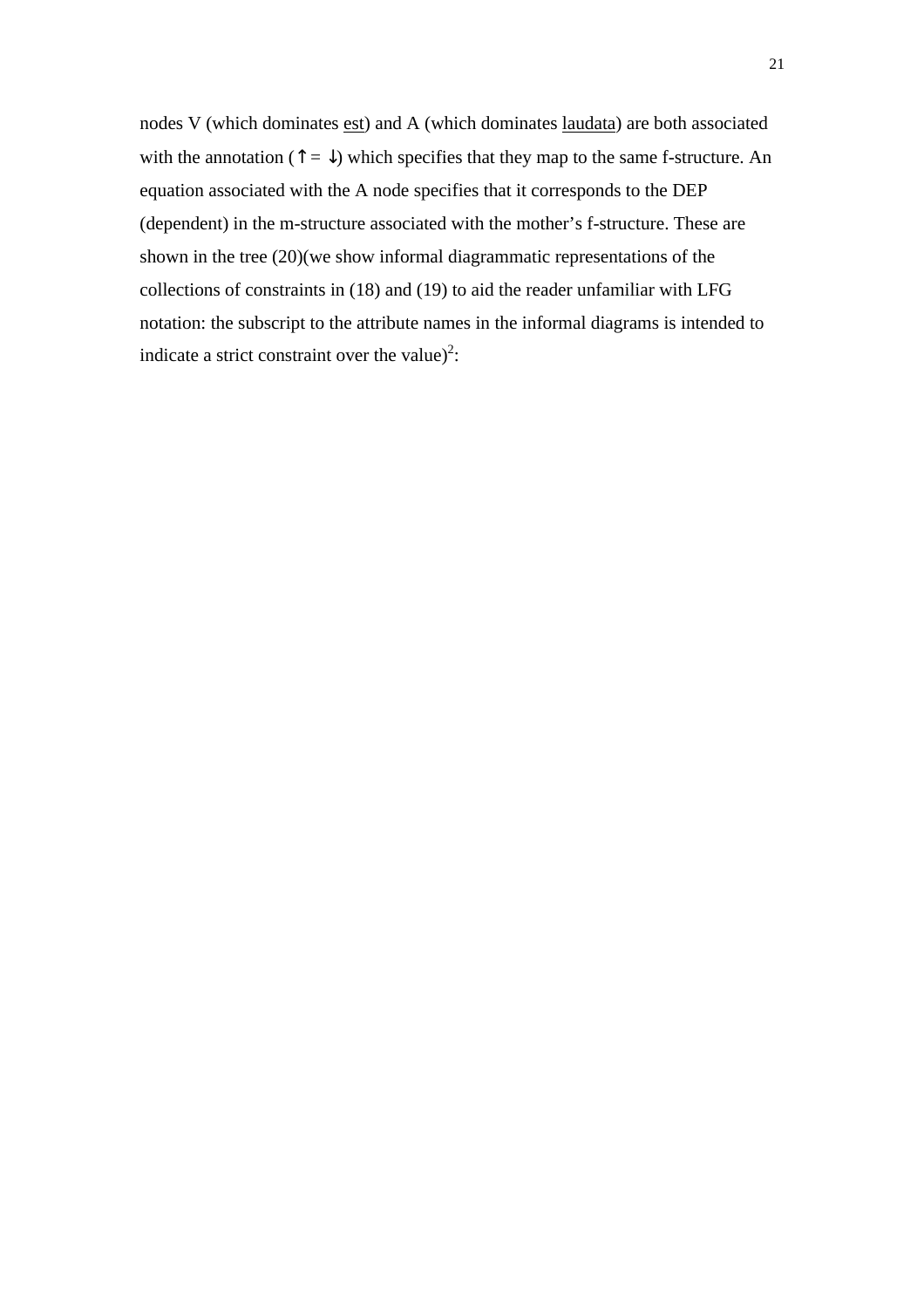nodes V (which dominates <u>est</u>) and A (which dominates <u>laudata</u>) are both associated with the annotation (↑= ↓) which specifies that they map to the same f-structure. An equation associated with the A node specifies that it corresponds to the DEP (dependent) in the m-structure associated with the mother's f-structure. These are shown in the tree (20)(we show informal diagrammatic representations of the collections of constraints in (18) and (19) to aid the reader unfamiliar with LFG notation: the subscript to the attribute names in the informal diagrams is intended to indicate a strict constraint over the value)[2]: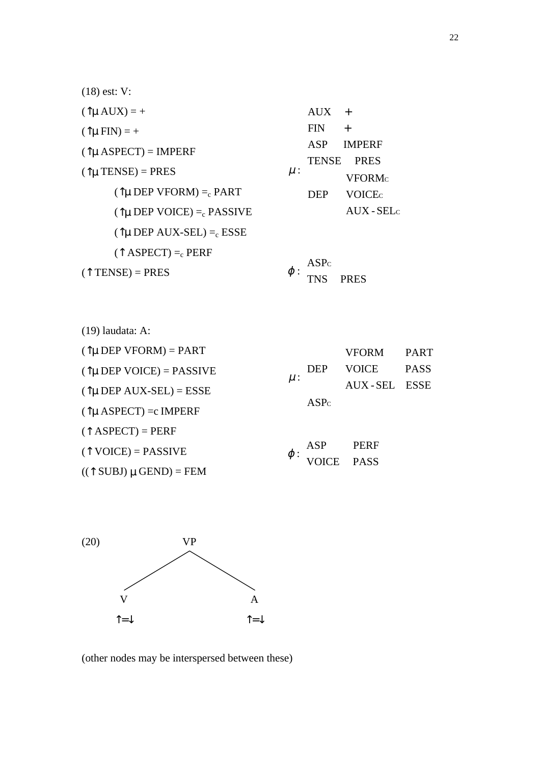(18) est: V:

$(\uparrow\mu\ \text{AUX}) = +$
$(\uparrow\mu\ \text{FIN}) = +$
$(\uparrow\mu\ \text{ASPECT}) = \text{IMPERF}$
$(\uparrow\mu\ \text{TENSE}) = \text{PRES}$
&nbsp;&nbsp;&nbsp;&nbsp;$(\uparrow\mu\ \text{DEP VFORM}) =_c \text{PART}$
&nbsp;&nbsp;&nbsp;&nbsp;$(\uparrow\mu\ \text{DEP VOICE}) =_c \text{PASSIVE}$
&nbsp;&nbsp;&nbsp;&nbsp;$(\uparrow\mu\ \text{DEP AUX-SEL}) =_c \text{ESSE}$
&nbsp;&nbsp;&nbsp;&nbsp;$(\uparrow \text{ASPECT}) =_c \text{PERF}$
$(\uparrow \text{TENSE}) = \text{PRES}$

$$\mu: \begin{bmatrix} \text{AUX} & + \\ \text{FIN} & + \\ \text{ASP} & \text{IMPERF} \\ \text{TENSE} & \text{PRES} \\ \text{DEP} & \begin{bmatrix} \text{VFORM}_C \\ \text{VOICE}_C \\ \text{AUX-SEL}_C \end{bmatrix} \end{bmatrix}$$

$$\phi: \begin{bmatrix} \text{ASP}_C & \\ \text{TNS} & \text{PRES} \end{bmatrix}$$

(19) laudata: A:

$(\uparrow\mu\ \text{DEP VFORM}) = \text{PART}$
$(\uparrow\mu\ \text{DEP VOICE}) = \text{PASSIVE}$
$(\uparrow\mu\ \text{DEP AUX-SEL}) = \text{ESSE}$
$(\uparrow\mu\ \text{ASPECT}) =_c \text{IMPERF}$
$(\uparrow \text{ASPECT}) = \text{PERF}$
$(\uparrow \text{VOICE}) = \text{PASSIVE}$
$((\uparrow \text{SUBJ})\ \mu\ \text{GEND}) = \text{FEM}$

$$\mu: \begin{bmatrix} \text{DEP} & \begin{bmatrix} \text{VFORM} & \text{PART} \\ \text{VOICE} & \text{PASS} \\ \text{AUX-SEL} & \text{ESSE} \end{bmatrix} \\ \text{ASP}_C & \end{bmatrix}$$

$$\phi: \begin{bmatrix} \text{ASP} & \text{PERF} \\ \text{VOICE} & \text{PASS} \end{bmatrix}$$

(20)

```
          VP
        /    \
       V      A
      ↑=↓    ↑=↓
```

(other nodes may be interspersed between these)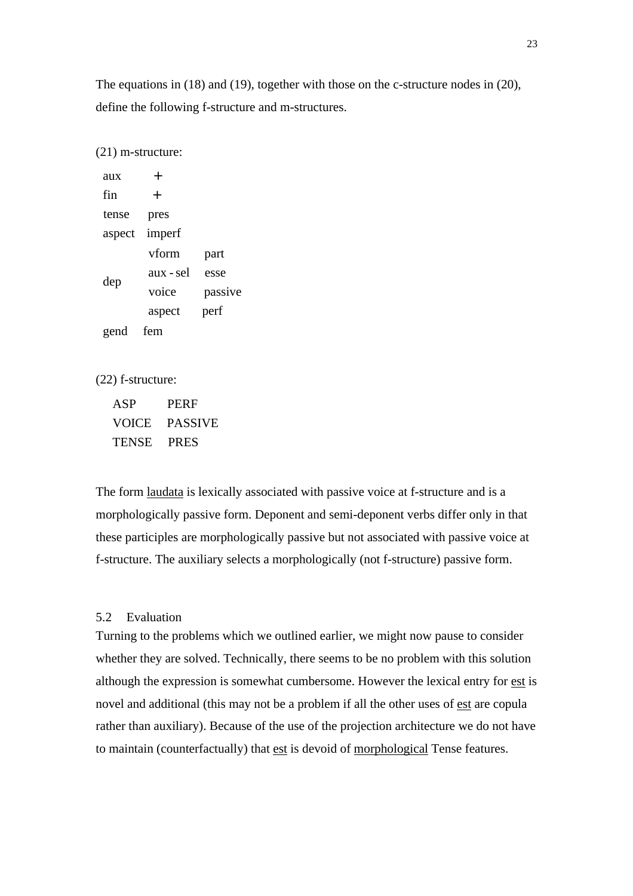The equations in (18) and (19), together with those on the c-structure nodes in (20), define the following f-structure and m-structures.

(21) m-structure:

| | | |
|---|---|---|
| aux | + | |
| fin | + | |
| tense | pres | |
| aspect | imperf | |
| dep | vform | part |
| | aux - sel | esse |
| | voice | passive |
| | aspect | perf |
| gend | fem | |

(22) f-structure:

| | |
|---|---|
| ASP | PERF |
| VOICE | PASSIVE |
| TENSE | PRES |

The form laudata is lexically associated with passive voice at f-structure and is a morphologically passive form. Deponent and semi-deponent verbs differ only in that these participles are morphologically passive but not associated with passive voice at f-structure. The auxiliary selects a morphologically (not f-structure) passive form.

## 5.2 Evaluation

Turning to the problems which we outlined earlier, we might now pause to consider whether they are solved. Technically, there seems to be no problem with this solution although the expression is somewhat cumbersome. However the lexical entry for est is novel and additional (this may not be a problem if all the other uses of est are copula rather than auxiliary). Because of the use of the projection architecture we do not have to maintain (counterfactually) that est is devoid of morphological Tense features.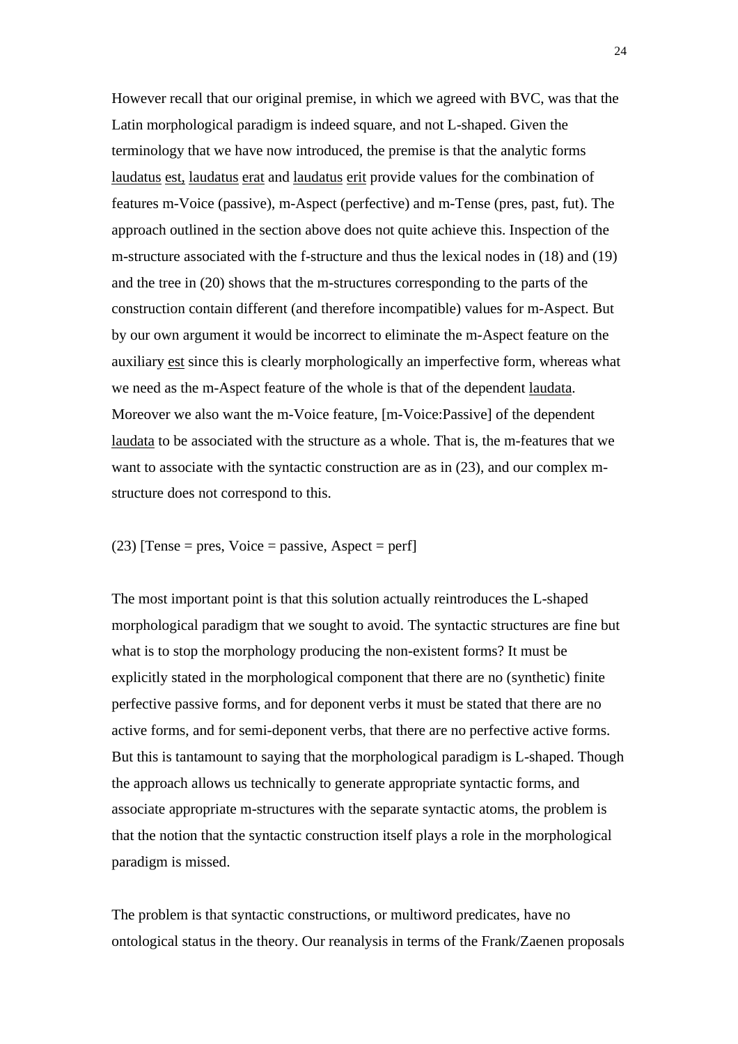However recall that our original premise, in which we agreed with BVC, was that the Latin morphological paradigm is indeed square, and not L-shaped. Given the terminology that we have now introduced, the premise is that the analytic forms <u>laudatus</u> <u>est</u>, <u>laudatus</u> <u>erat</u> and <u>laudatus</u> <u>erit</u> provide values for the combination of features m-Voice (passive), m-Aspect (perfective) and m-Tense (pres, past, fut). The approach outlined in the section above does not quite achieve this. Inspection of the m-structure associated with the f-structure and thus the lexical nodes in (18) and (19) and the tree in (20) shows that the m-structures corresponding to the parts of the construction contain different (and therefore incompatible) values for m-Aspect. But by our own argument it would be incorrect to eliminate the m-Aspect feature on the auxiliary <u>est</u> since this is clearly morphologically an imperfective form, whereas what we need as the m-Aspect feature of the whole is that of the dependent <u>laudata</u>. Moreover we also want the m-Voice feature, [m-Voice:Passive] of the dependent <u>laudata</u> to be associated with the structure as a whole. That is, the m-features that we want to associate with the syntactic construction are as in (23), and our complex m-structure does not correspond to this.

(23) [Tense = pres, Voice = passive, Aspect = perf]

The most important point is that this solution actually reintroduces the L-shaped morphological paradigm that we sought to avoid. The syntactic structures are fine but what is to stop the morphology producing the non-existent forms? It must be explicitly stated in the morphological component that there are no (synthetic) finite perfective passive forms, and for deponent verbs it must be stated that there are no active forms, and for semi-deponent verbs, that there are no perfective active forms. But this is tantamount to saying that the morphological paradigm is L-shaped. Though the approach allows us technically to generate appropriate syntactic forms, and associate appropriate m-structures with the separate syntactic atoms, the problem is that the notion that the syntactic construction itself plays a role in the morphological paradigm is missed.

The problem is that syntactic constructions, or multiword predicates, have no ontological status in the theory. Our reanalysis in terms of the Frank/Zaenen proposals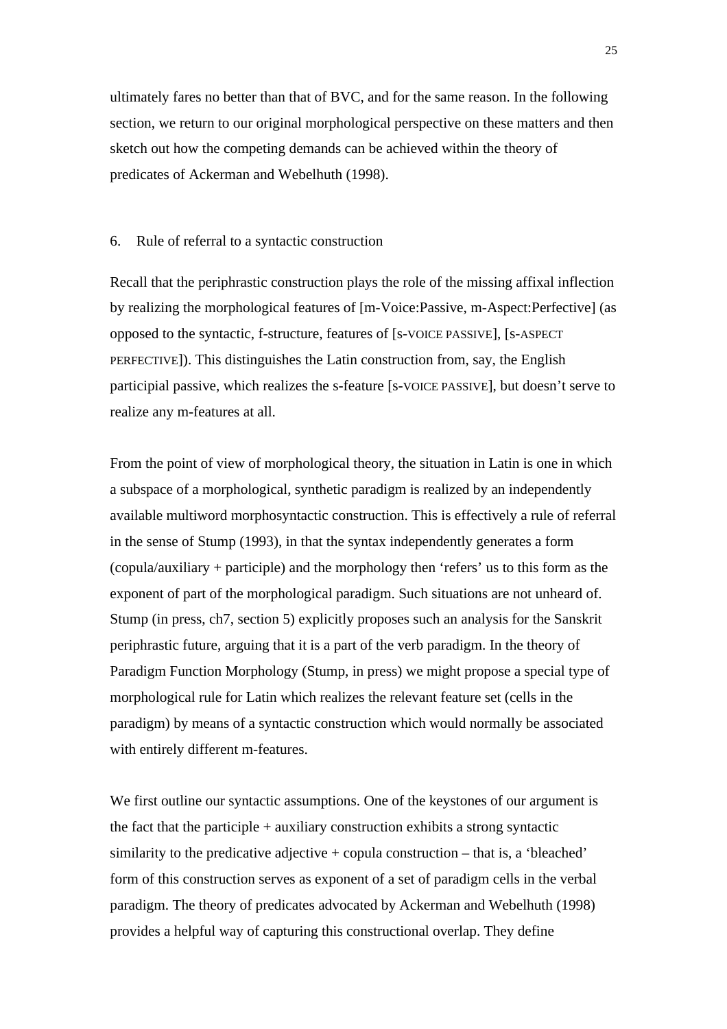ultimately fares no better than that of BVC, and for the same reason. In the following section, we return to our original morphological perspective on these matters and then sketch out how the competing demands can be achieved within the theory of predicates of Ackerman and Webelhuth (1998).

## 6. Rule of referral to a syntactic construction

Recall that the periphrastic construction plays the role of the missing affixal inflection by realizing the morphological features of [m-Voice:Passive, m-Aspect:Perfective] (as opposed to the syntactic, f-structure, features of [s-VOICE PASSIVE], [s-ASPECT PERFECTIVE]). This distinguishes the Latin construction from, say, the English participial passive, which realizes the s-feature [s-VOICE PASSIVE], but doesn't serve to realize any m-features at all.

From the point of view of morphological theory, the situation in Latin is one in which a subspace of a morphological, synthetic paradigm is realized by an independently available multiword morphosyntactic construction. This is effectively a rule of referral in the sense of Stump (1993), in that the syntax independently generates a form (copula/auxiliary + participle) and the morphology then 'refers' us to this form as the exponent of part of the morphological paradigm. Such situations are not unheard of. Stump (in press, ch7, section 5) explicitly proposes such an analysis for the Sanskrit periphrastic future, arguing that it is a part of the verb paradigm. In the theory of Paradigm Function Morphology (Stump, in press) we might propose a special type of morphological rule for Latin which realizes the relevant feature set (cells in the paradigm) by means of a syntactic construction which would normally be associated with entirely different m-features.

We first outline our syntactic assumptions. One of the keystones of our argument is the fact that the participle + auxiliary construction exhibits a strong syntactic similarity to the predicative adjective + copula construction – that is, a 'bleached' form of this construction serves as exponent of a set of paradigm cells in the verbal paradigm. The theory of predicates advocated by Ackerman and Webelhuth (1998) provides a helpful way of capturing this constructional overlap. They define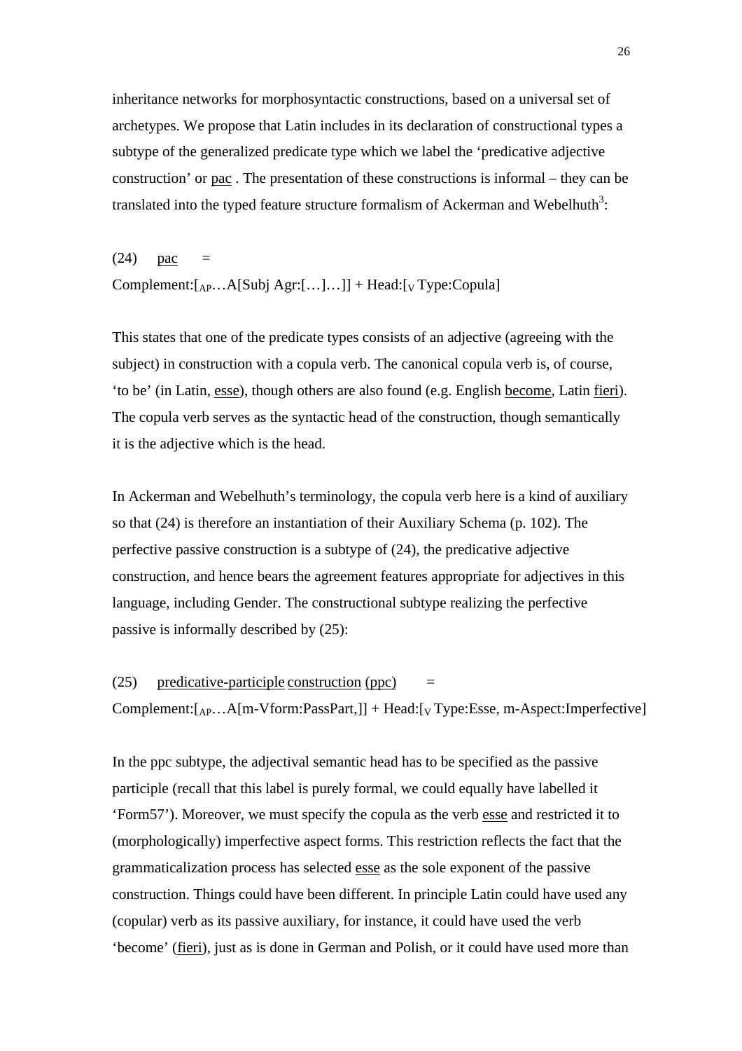inheritance networks for morphosyntactic constructions, based on a universal set of archetypes. We propose that Latin includes in its declaration of constructional types a subtype of the generalized predicate type which we label the 'predicative adjective construction' or pac . The presentation of these constructions is informal – they can be translated into the typed feature structure formalism of Ackerman and Webelhuth[3]:

(24) pac =

Complement:[$_{AP}$…A[Subj Agr:[…]…]] + Head:[$_{V}$ Type:Copula]

This states that one of the predicate types consists of an adjective (agreeing with the subject) in construction with a copula verb. The canonical copula verb is, of course, 'to be' (in Latin, esse), though others are also found (e.g. English become, Latin fieri). The copula verb serves as the syntactic head of the construction, though semantically it is the adjective which is the head.

In Ackerman and Webelhuth's terminology, the copula verb here is a kind of auxiliary so that (24) is therefore an instantiation of their Auxiliary Schema (p. 102). The perfective passive construction is a subtype of (24), the predicative adjective construction, and hence bears the agreement features appropriate for adjectives in this language, including Gender. The constructional subtype realizing the perfective passive is informally described by (25):

(25) predicative-participle construction (ppc) =

Complement:[$_{AP}$…A[m-Vform:PassPart,]] + Head:[$_{V}$ Type:Esse, m-Aspect:Imperfective]

In the ppc subtype, the adjectival semantic head has to be specified as the passive participle (recall that this label is purely formal, we could equally have labelled it 'Form57'). Moreover, we must specify the copula as the verb esse and restricted it to (morphologically) imperfective aspect forms. This restriction reflects the fact that the grammaticalization process has selected esse as the sole exponent of the passive construction. Things could have been different. In principle Latin could have used any (copular) verb as its passive auxiliary, for instance, it could have used the verb 'become' (fieri), just as is done in German and Polish, or it could have used more than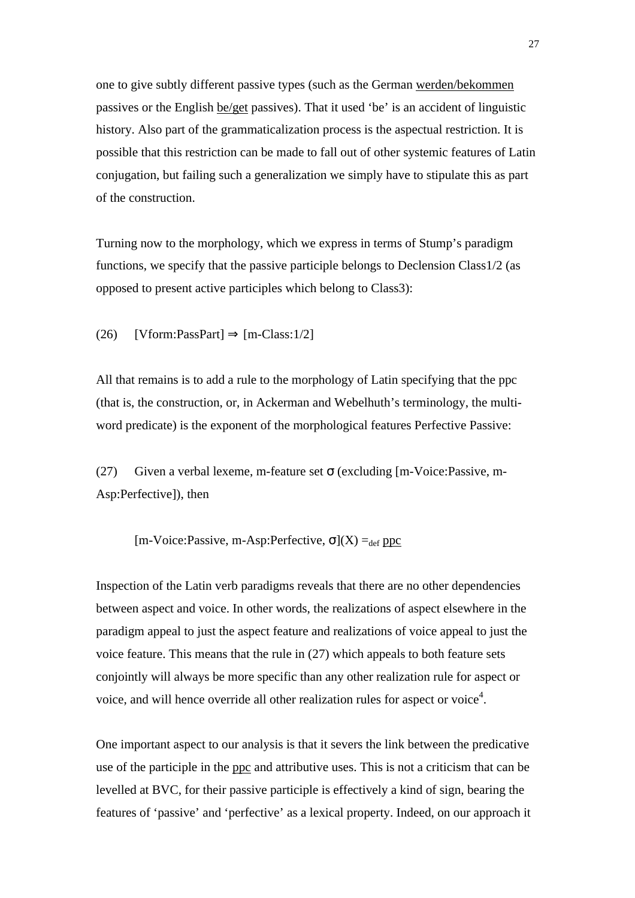one to give subtly different passive types (such as the German <u>werden/bekommen</u> passives or the English <u>be/get</u> passives). That it used 'be' is an accident of linguistic history. Also part of the grammaticalization process is the aspectual restriction. It is possible that this restriction can be made to fall out of other systemic features of Latin conjugation, but failing such a generalization we simply have to stipulate this as part of the construction.

Turning now to the morphology, which we express in terms of Stump's paradigm functions, we specify that the passive participle belongs to Declension Class1/2 (as opposed to present active participles which belong to Class3):

(26) [Vform:PassPart] ⇒ [m-Class:1/2]

All that remains is to add a rule to the morphology of Latin specifying that the ppc (that is, the construction, or, in Ackerman and Webelhuth's terminology, the multi-word predicate) is the exponent of the morphological features Perfective Passive:

(27) Given a verbal lexeme, m-feature set σ (excluding [m-Voice:Passive, m-Asp:Perfective]), then

[m-Voice:Passive, m-Asp:Perfective, σ](X) $=_{def}$ <u>ppc</u>

Inspection of the Latin verb paradigms reveals that there are no other dependencies between aspect and voice. In other words, the realizations of aspect elsewhere in the paradigm appeal to just the aspect feature and realizations of voice appeal to just the voice feature. This means that the rule in (27) which appeals to both feature sets conjointly will always be more specific than any other realization rule for aspect or voice, and will hence override all other realization rules for aspect or voice[4].

One important aspect to our analysis is that it severs the link between the predicative use of the participle in the <u>ppc</u> and attributive uses. This is not a criticism that can be levelled at BVC, for their passive participle is effectively a kind of sign, bearing the features of 'passive' and 'perfective' as a lexical property. Indeed, on our approach it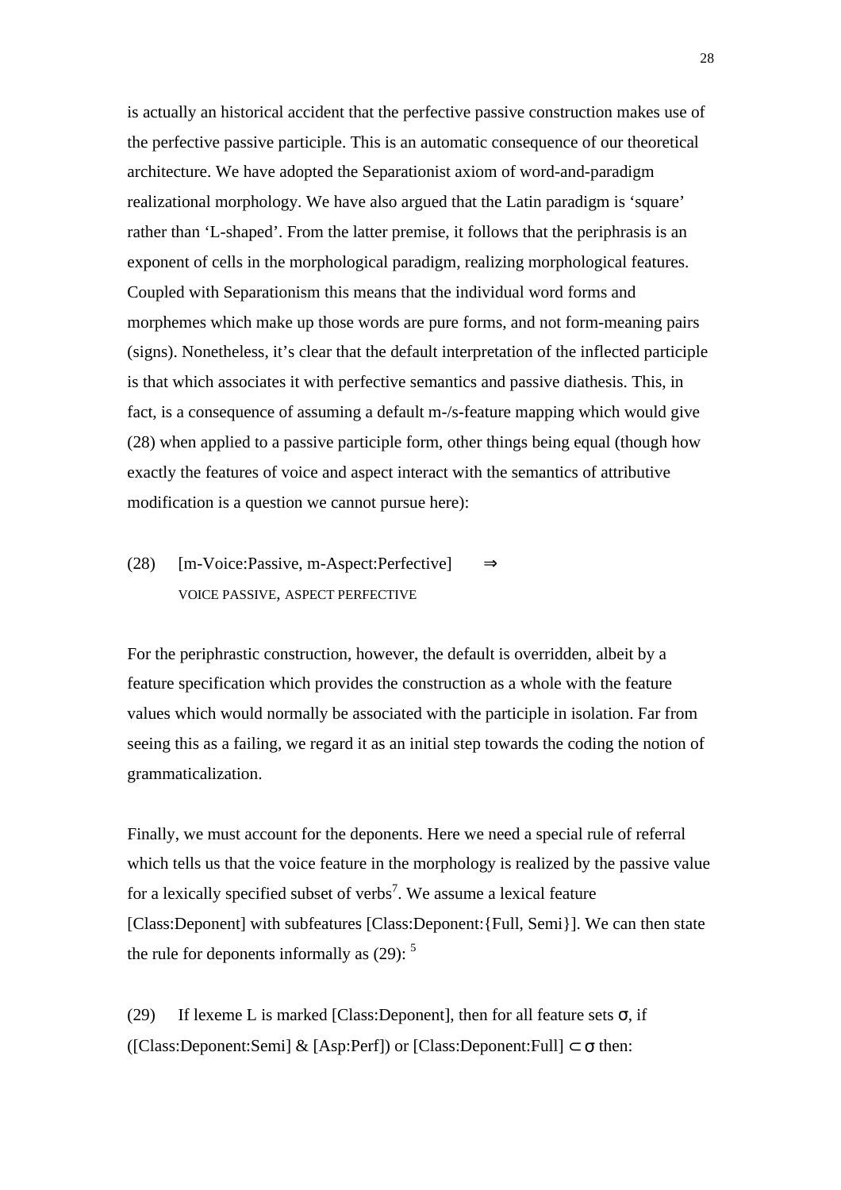is actually an historical accident that the perfective passive construction makes use of the perfective passive participle. This is an automatic consequence of our theoretical architecture. We have adopted the Separationist axiom of word-and-paradigm realizational morphology. We have also argued that the Latin paradigm is 'square' rather than 'L-shaped'. From the latter premise, it follows that the periphrasis is an exponent of cells in the morphological paradigm, realizing morphological features. Coupled with Separationism this means that the individual word forms and morphemes which make up those words are pure forms, and not form-meaning pairs (signs). Nonetheless, it's clear that the default interpretation of the inflected participle is that which associates it with perfective semantics and passive diathesis. This, in fact, is a consequence of assuming a default m-/s-feature mapping which would give (28) when applied to a passive participle form, other things being equal (though how exactly the features of voice and aspect interact with the semantics of attributive modification is a question we cannot pursue here):

(28) [m-Voice:Passive, m-Aspect:Perfective] ⇒
VOICE PASSIVE, ASPECT PERFECTIVE

For the periphrastic construction, however, the default is overridden, albeit by a feature specification which provides the construction as a whole with the feature values which would normally be associated with the participle in isolation. Far from seeing this as a failing, we regard it as an initial step towards the coding the notion of grammaticalization.

Finally, we must account for the deponents. Here we need a special rule of referral which tells us that the voice feature in the morphology is realized by the passive value for a lexically specified subset of verbs[7]. We assume a lexical feature [Class:Deponent] with subfeatures [Class:Deponent:{Full, Semi}]. We can then state the rule for deponents informally as (29): [5]

(29) If lexeme L is marked [Class:Deponent], then for all feature sets σ, if ([Class:Deponent:Semi] & [Asp:Perf]) or [Class:Deponent:Full] ⊂ σ then: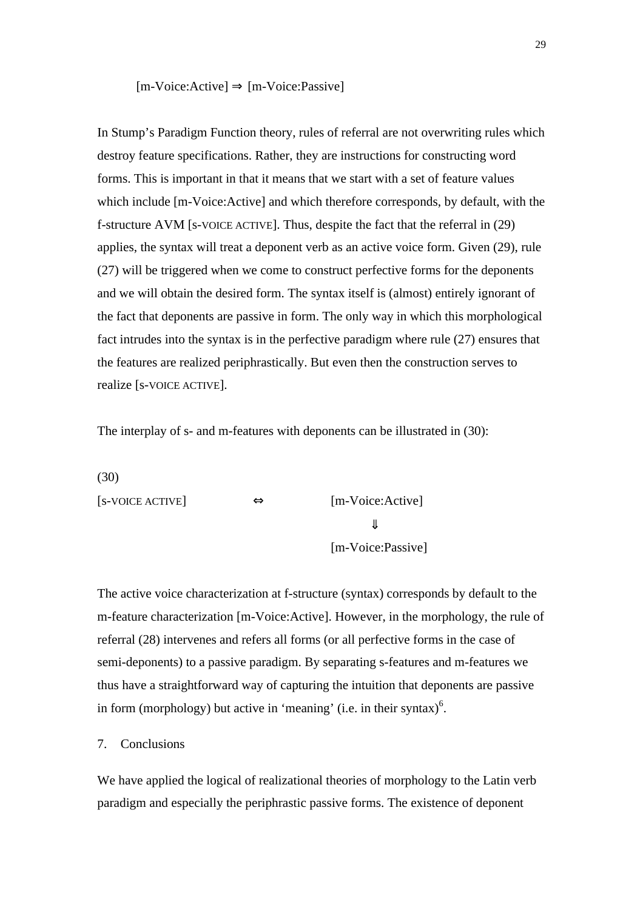[m-Voice:Active] ⇒ [m-Voice:Passive]

In Stump's Paradigm Function theory, rules of referral are not overwriting rules which destroy feature specifications. Rather, they are instructions for constructing word forms. This is important in that it means that we start with a set of feature values which include [m-Voice:Active] and which therefore corresponds, by default, with the f-structure AVM [s-VOICE ACTIVE]. Thus, despite the fact that the referral in (29) applies, the syntax will treat a deponent verb as an active voice form. Given (29), rule (27) will be triggered when we come to construct perfective forms for the deponents and we will obtain the desired form. The syntax itself is (almost) entirely ignorant of the fact that deponents are passive in form. The only way in which this morphological fact intrudes into the syntax is in the perfective paradigm where rule (27) ensures that the features are realized periphrastically. But even then the construction serves to realize [s-VOICE ACTIVE].

The interplay of s- and m-features with deponents can be illustrated in (30):

(30)

```
[s-VOICE ACTIVE]        ⇔        [m-Voice:Active]
                                        ⇓
                                 [m-Voice:Passive]
```

The active voice characterization at f-structure (syntax) corresponds by default to the m-feature characterization [m-Voice:Active]. However, in the morphology, the rule of referral (28) intervenes and refers all forms (or all perfective forms in the case of semi-deponents) to a passive paradigm. By separating s-features and m-features we thus have a straightforward way of capturing the intuition that deponents are passive in form (morphology) but active in 'meaning' (i.e. in their syntax)[6].

## 7. Conclusions

We have applied the logical of realizational theories of morphology to the Latin verb paradigm and especially the periphrastic passive forms. The existence of deponent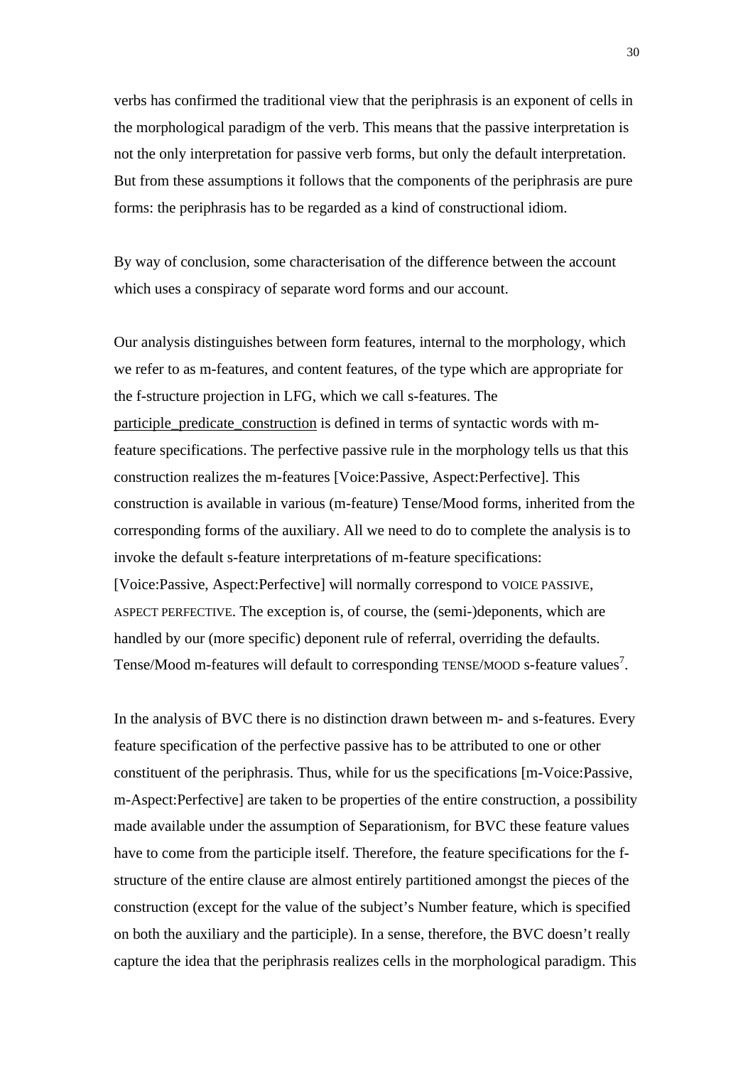verbs has confirmed the traditional view that the periphrasis is an exponent of cells in the morphological paradigm of the verb. This means that the passive interpretation is not the only interpretation for passive verb forms, but only the default interpretation. But from these assumptions it follows that the components of the periphrasis are pure forms: the periphrasis has to be regarded as a kind of constructional idiom.

By way of conclusion, some characterisation of the difference between the account which uses a conspiracy of separate word forms and our account.

Our analysis distinguishes between form features, internal to the morphology, which we refer to as m-features, and content features, of the type which are appropriate for the f-structure projection in LFG, which we call s-features. The participle_predicate_construction is defined in terms of syntactic words with m-feature specifications. The perfective passive rule in the morphology tells us that this construction realizes the m-features [Voice:Passive, Aspect:Perfective]. This construction is available in various (m-feature) Tense/Mood forms, inherited from the corresponding forms of the auxiliary. All we need to do to complete the analysis is to invoke the default s-feature interpretations of m-feature specifications: [Voice:Passive, Aspect:Perfective] will normally correspond to VOICE PASSIVE, ASPECT PERFECTIVE. The exception is, of course, the (semi-)deponents, which are handled by our (more specific) deponent rule of referral, overriding the defaults. Tense/Mood m-features will default to corresponding TENSE/MOOD s-feature values[7].

In the analysis of BVC there is no distinction drawn between m- and s-features. Every feature specification of the perfective passive has to be attributed to one or other constituent of the periphrasis. Thus, while for us the specifications [m-Voice:Passive, m-Aspect:Perfective] are taken to be properties of the entire construction, a possibility made available under the assumption of Separationism, for BVC these feature values have to come from the participle itself. Therefore, the feature specifications for the f-structure of the entire clause are almost entirely partitioned amongst the pieces of the construction (except for the value of the subject's Number feature, which is specified on both the auxiliary and the participle). In a sense, therefore, the BVC doesn't really capture the idea that the periphrasis realizes cells in the morphological paradigm. This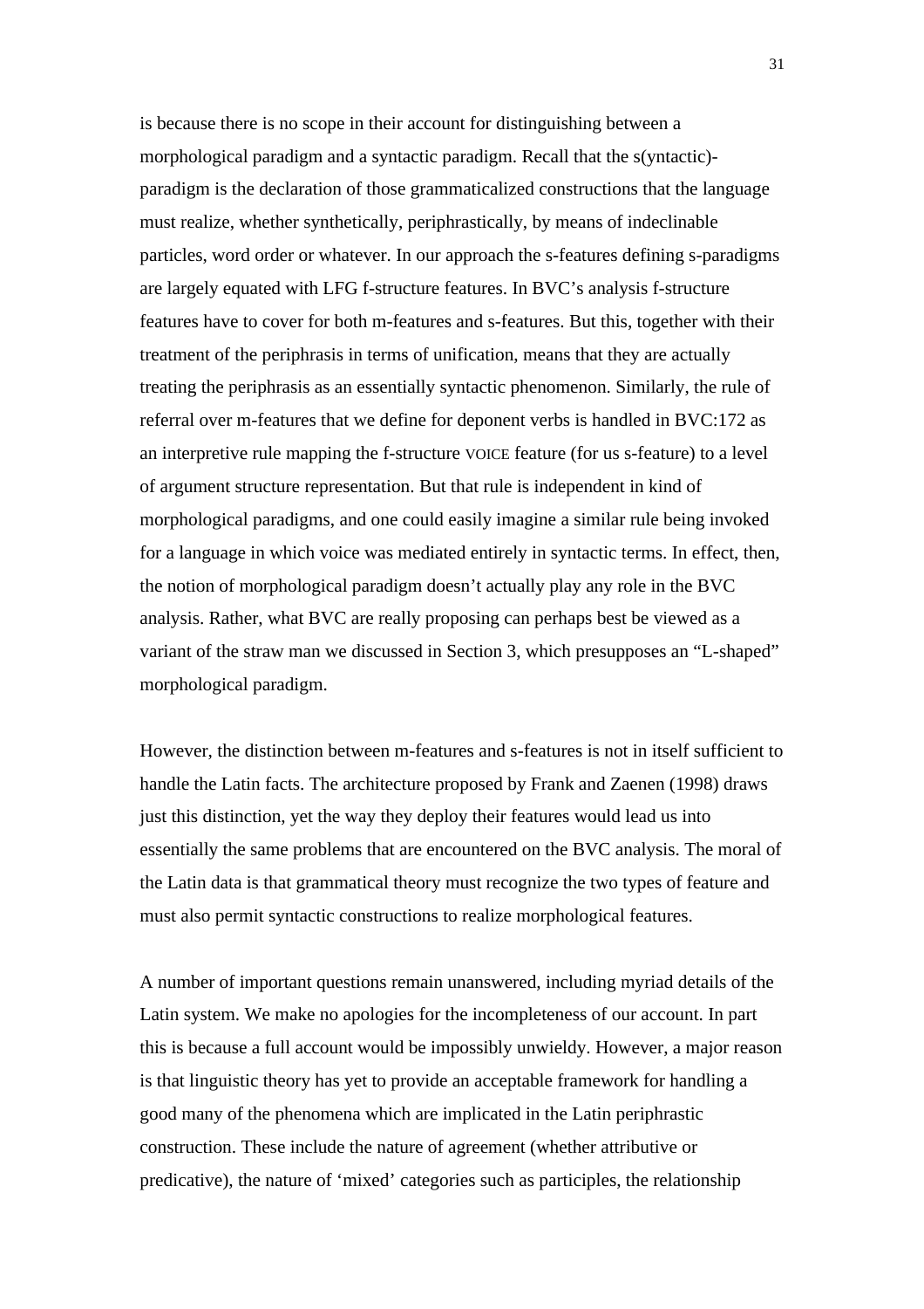is because there is no scope in their account for distinguishing between a morphological paradigm and a syntactic paradigm. Recall that the s(yntactic)-paradigm is the declaration of those grammaticalized constructions that the language must realize, whether synthetically, periphrastically, by means of indeclinable particles, word order or whatever. In our approach the s-features defining s-paradigms are largely equated with LFG f-structure features. In BVC's analysis f-structure features have to cover for both m-features and s-features. But this, together with their treatment of the periphrasis in terms of unification, means that they are actually treating the periphrasis as an essentially syntactic phenomenon. Similarly, the rule of referral over m-features that we define for deponent verbs is handled in BVC:172 as an interpretive rule mapping the f-structure VOICE feature (for us s-feature) to a level of argument structure representation. But that rule is independent in kind of morphological paradigms, and one could easily imagine a similar rule being invoked for a language in which voice was mediated entirely in syntactic terms. In effect, then, the notion of morphological paradigm doesn't actually play any role in the BVC analysis. Rather, what BVC are really proposing can perhaps best be viewed as a variant of the straw man we discussed in Section 3, which presupposes an "L-shaped" morphological paradigm.

However, the distinction between m-features and s-features is not in itself sufficient to handle the Latin facts. The architecture proposed by Frank and Zaenen (1998) draws just this distinction, yet the way they deploy their features would lead us into essentially the same problems that are encountered on the BVC analysis. The moral of the Latin data is that grammatical theory must recognize the two types of feature and must also permit syntactic constructions to realize morphological features.

A number of important questions remain unanswered, including myriad details of the Latin system. We make no apologies for the incompleteness of our account. In part this is because a full account would be impossibly unwieldy. However, a major reason is that linguistic theory has yet to provide an acceptable framework for handling a good many of the phenomena which are implicated in the Latin periphrastic construction. These include the nature of agreement (whether attributive or predicative), the nature of 'mixed' categories such as participles, the relationship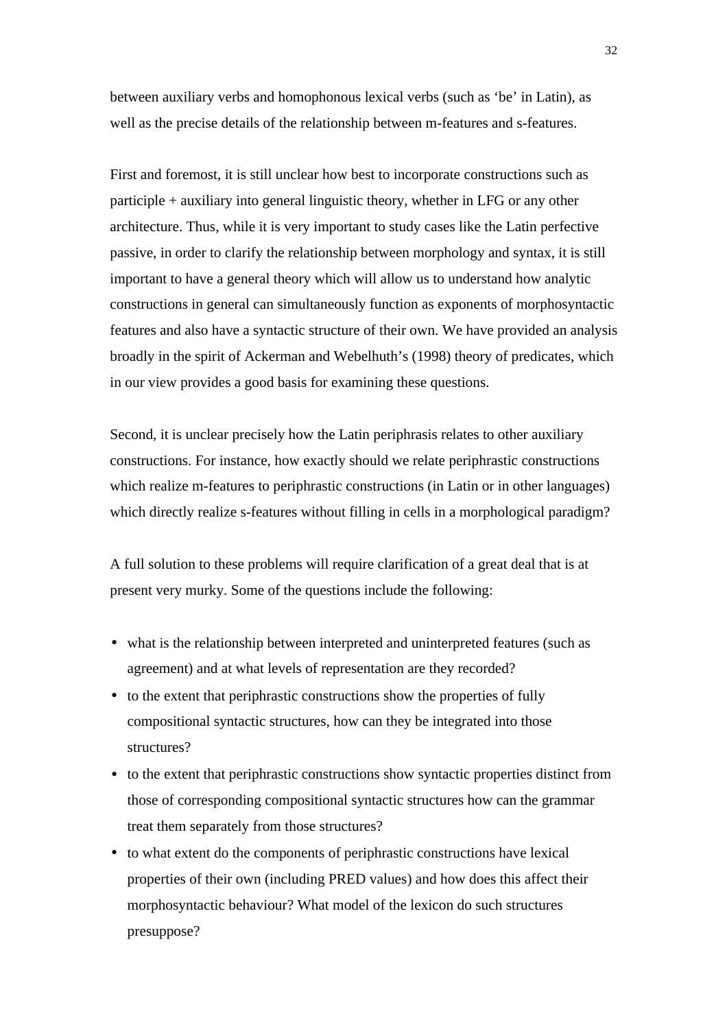between auxiliary verbs and homophonous lexical verbs (such as ‘be’ in Latin), as well as the precise details of the relationship between m-features and s-features.

First and foremost, it is still unclear how best to incorporate constructions such as participle + auxiliary into general linguistic theory, whether in LFG or any other architecture. Thus, while it is very important to study cases like the Latin perfective passive, in order to clarify the relationship between morphology and syntax, it is still important to have a general theory which will allow us to understand how analytic constructions in general can simultaneously function as exponents of morphosyntactic features and also have a syntactic structure of their own. We have provided an analysis broadly in the spirit of Ackerman and Webelhuth’s (1998) theory of predicates, which in our view provides a good basis for examining these questions.

Second, it is unclear precisely how the Latin periphrasis relates to other auxiliary constructions. For instance, how exactly should we relate periphrastic constructions which realize m-features to periphrastic constructions (in Latin or in other languages) which directly realize s-features without filling in cells in a morphological paradigm?

A full solution to these problems will require clarification of a great deal that is at present very murky. Some of the questions include the following:

- what is the relationship between interpreted and uninterpreted features (such as agreement) and at what levels of representation are they recorded?
- to the extent that periphrastic constructions show the properties of fully compositional syntactic structures, how can they be integrated into those structures?
- to the extent that periphrastic constructions show syntactic properties distinct from those of corresponding compositional syntactic structures how can the grammar treat them separately from those structures?
- to what extent do the components of periphrastic constructions have lexical properties of their own (including PRED values) and how does this affect their morphosyntactic behaviour? What model of the lexicon do such structures presuppose?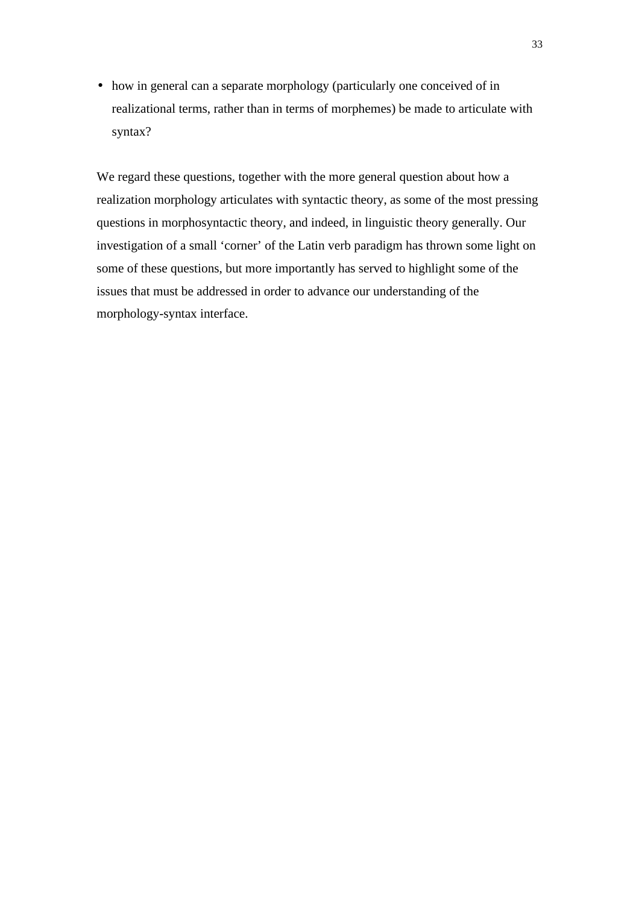- how in general can a separate morphology (particularly one conceived of in realizational terms, rather than in terms of morphemes) be made to articulate with syntax?

We regard these questions, together with the more general question about how a realization morphology articulates with syntactic theory, as some of the most pressing questions in morphosyntactic theory, and indeed, in linguistic theory generally. Our investigation of a small ‘corner’ of the Latin verb paradigm has thrown some light on some of these questions, but more importantly has served to highlight some of the issues that must be addressed in order to advance our understanding of the morphology-syntax interface.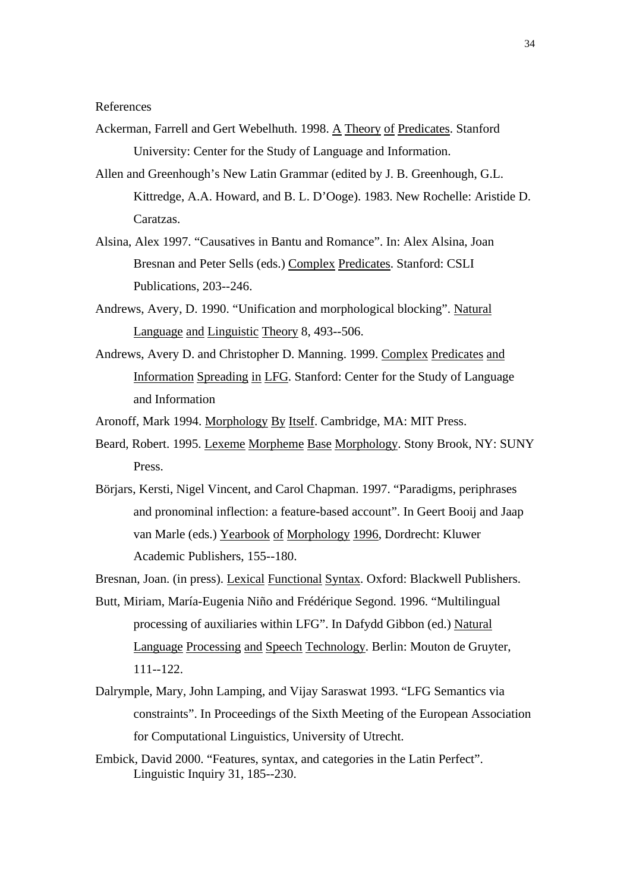References

Ackerman, Farrell and Gert Webelhuth. 1998. A Theory of Predicates. Stanford University: Center for the Study of Language and Information.

Allen and Greenhough's New Latin Grammar (edited by J. B. Greenhough, G.L. Kittredge, A.A. Howard, and B. L. D'Ooge). 1983. New Rochelle: Aristide D. Caratzas.

Alsina, Alex 1997. "Causatives in Bantu and Romance". In: Alex Alsina, Joan Bresnan and Peter Sells (eds.) Complex Predicates. Stanford: CSLI Publications, 203--246.

Andrews, Avery, D. 1990. "Unification and morphological blocking". Natural Language and Linguistic Theory 8, 493--506.

Andrews, Avery D. and Christopher D. Manning. 1999. Complex Predicates and Information Spreading in LFG. Stanford: Center for the Study of Language and Information

Aronoff, Mark 1994. Morphology By Itself. Cambridge, MA: MIT Press.

Beard, Robert. 1995. Lexeme Morpheme Base Morphology. Stony Brook, NY: SUNY Press.

Börjars, Kersti, Nigel Vincent, and Carol Chapman. 1997. "Paradigms, periphrases and pronominal inflection: a feature-based account". In Geert Booij and Jaap van Marle (eds.) Yearbook of Morphology 1996, Dordrecht: Kluwer Academic Publishers, 155--180.

Bresnan, Joan. (in press). Lexical Functional Syntax. Oxford: Blackwell Publishers.

Butt, Miriam, María-Eugenia Niño and Frédérique Segond. 1996. "Multilingual processing of auxiliaries within LFG". In Dafydd Gibbon (ed.) Natural Language Processing and Speech Technology. Berlin: Mouton de Gruyter, 111--122.

Dalrymple, Mary, John Lamping, and Vijay Saraswat 1993. "LFG Semantics via constraints". In Proceedings of the Sixth Meeting of the European Association for Computational Linguistics, University of Utrecht.

Embick, David 2000. "Features, syntax, and categories in the Latin Perfect". Linguistic Inquiry 31, 185--230.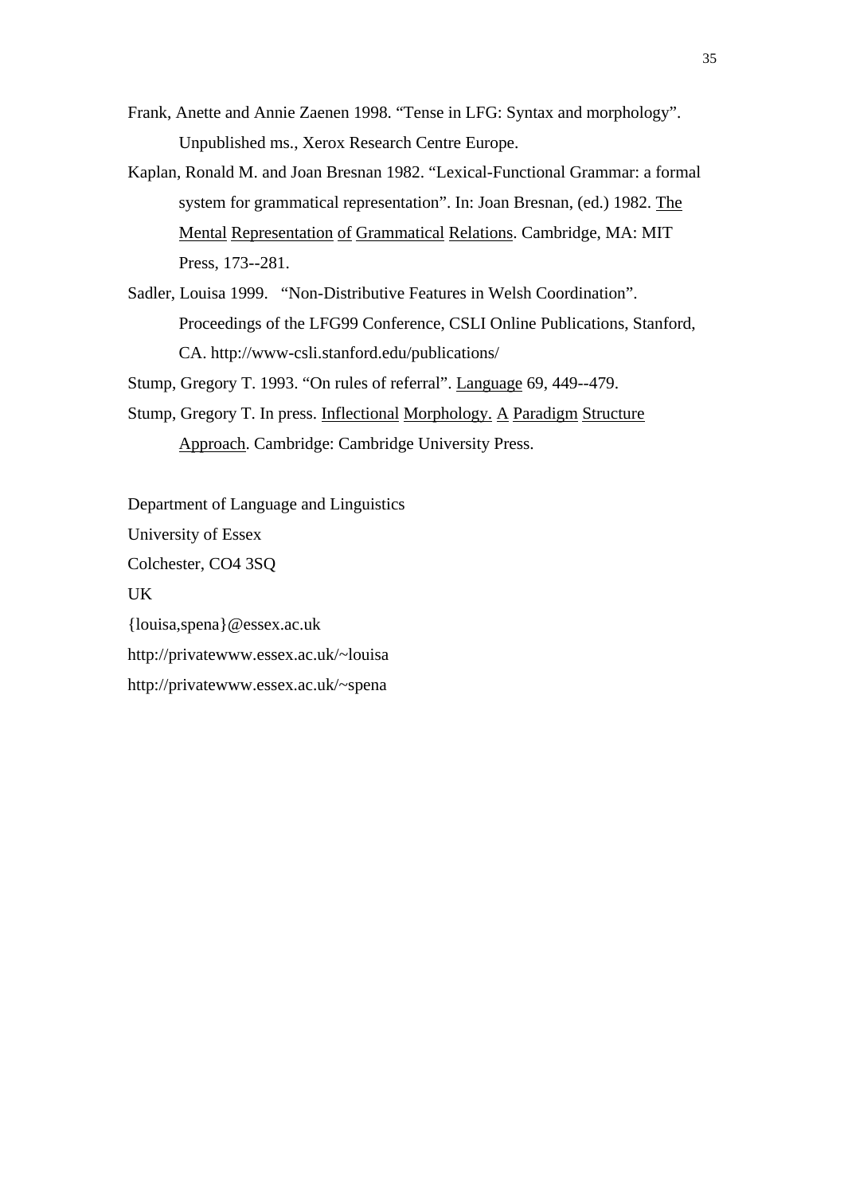Frank, Anette and Annie Zaenen 1998. "Tense in LFG: Syntax and morphology". Unpublished ms., Xerox Research Centre Europe.

Kaplan, Ronald M. and Joan Bresnan 1982. "Lexical-Functional Grammar: a formal system for grammatical representation". In: Joan Bresnan, (ed.) 1982. *The Mental Representation of Grammatical Relations*. Cambridge, MA: MIT Press, 173--281.

Sadler, Louisa 1999. "Non-Distributive Features in Welsh Coordination". Proceedings of the LFG99 Conference, CSLI Online Publications, Stanford, CA. http://www-csli.stanford.edu/publications/

Stump, Gregory T. 1993. "On rules of referral". *Language* 69, 449--479.

Stump, Gregory T. In press. *Inflectional Morphology. A Paradigm Structure Approach*. Cambridge: Cambridge University Press.

Department of Language and Linguistics

University of Essex

Colchester, CO4 3SQ

UK

{louisa,spena}@essex.ac.uk

http://privatewww.essex.ac.uk/~louisa

http://privatewww.essex.ac.uk/~spena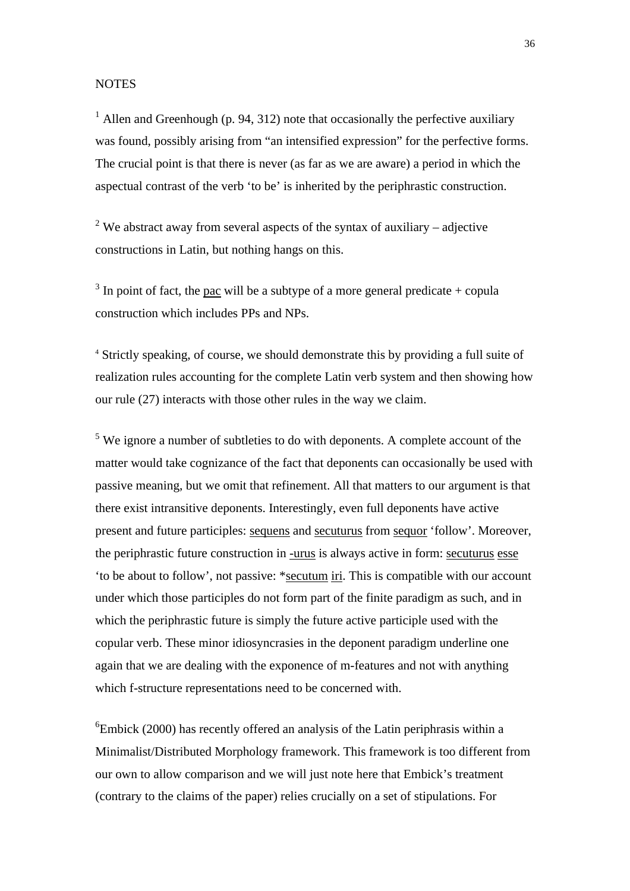NOTES

[1] Allen and Greenhough (p. 94, 312) note that occasionally the perfective auxiliary was found, possibly arising from "an intensified expression" for the perfective forms. The crucial point is that there is never (as far as we are aware) a period in which the aspectual contrast of the verb 'to be' is inherited by the periphrastic construction.

[2] We abstract away from several aspects of the syntax of auxiliary – adjective constructions in Latin, but nothing hangs on this.

[3] In point of fact, the pac will be a subtype of a more general predicate + copula construction which includes PPs and NPs.

[4] Strictly speaking, of course, we should demonstrate this by providing a full suite of realization rules accounting for the complete Latin verb system and then showing how our rule (27) interacts with those other rules in the way we claim.

[5] We ignore a number of subtleties to do with deponents. A complete account of the matter would take cognizance of the fact that deponents can occasionally be used with passive meaning, but we omit that refinement. All that matters to our argument is that there exist intransitive deponents. Interestingly, even full deponents have active present and future participles: sequens and secuturus from sequor 'follow'. Moreover, the periphrastic future construction in -urus is always active in form: secuturus esse 'to be about to follow', not passive: *secutum iri. This is compatible with our account under which those participles do not form part of the finite paradigm as such, and in which the periphrastic future is simply the future active participle used with the copular verb. These minor idiosyncrasies in the deponent paradigm underline one again that we are dealing with the exponence of m-features and not with anything which f-structure representations need to be concerned with.

[6] Embick (2000) has recently offered an analysis of the Latin periphrasis within a Minimalist/Distributed Morphology framework. This framework is too different from our own to allow comparison and we will just note here that Embick's treatment (contrary to the claims of the paper) relies crucially on a set of stipulations. For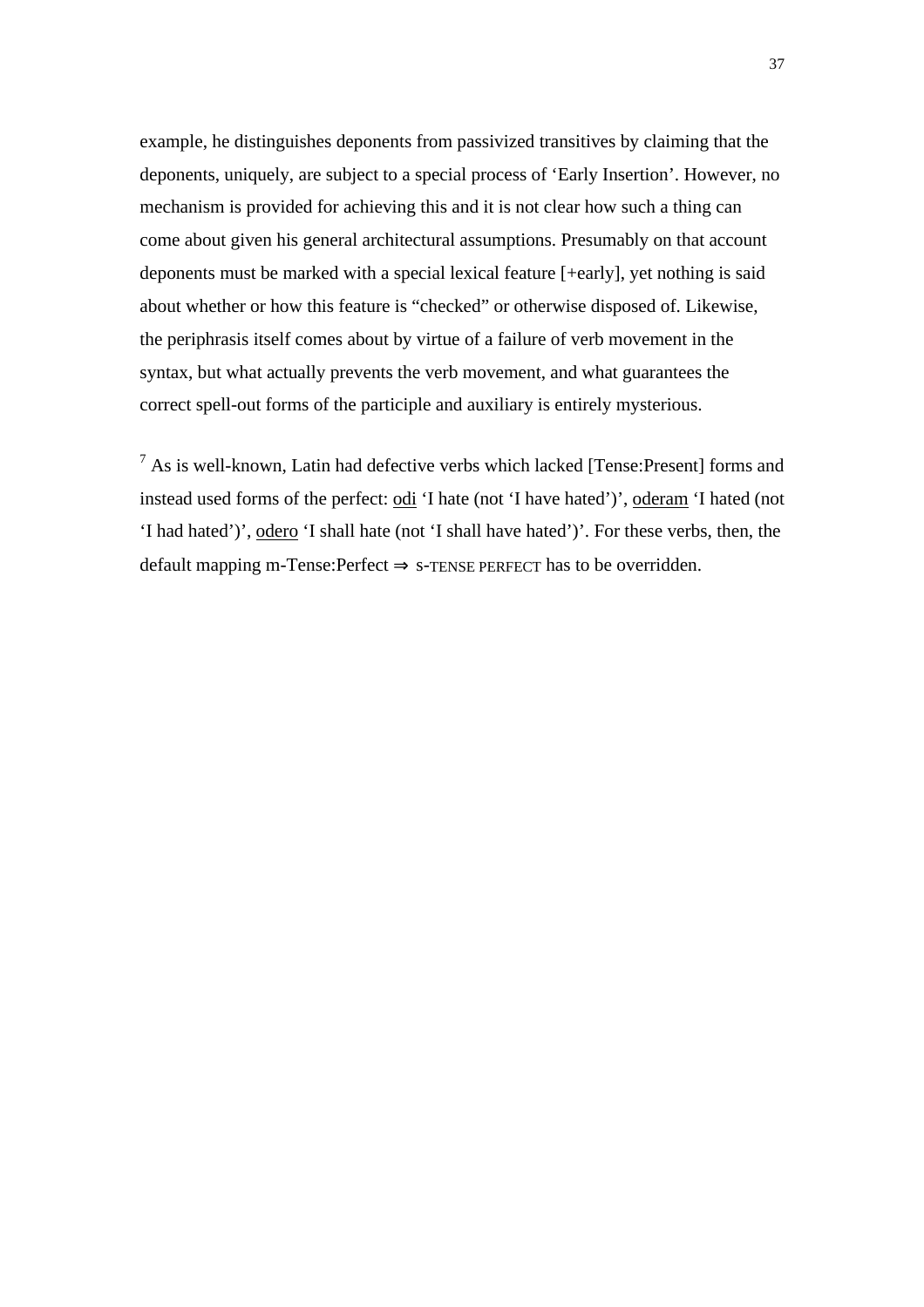example, he distinguishes deponents from passivized transitives by claiming that the deponents, uniquely, are subject to a special process of ‘Early Insertion’. However, no mechanism is provided for achieving this and it is not clear how such a thing can come about given his general architectural assumptions. Presumably on that account deponents must be marked with a special lexical feature [+early], yet nothing is said about whether or how this feature is “checked” or otherwise disposed of. Likewise, the periphrasis itself comes about by virtue of a failure of verb movement in the syntax, but what actually prevents the verb movement, and what guarantees the correct spell-out forms of the participle and auxiliary is entirely mysterious.

[7] As is well-known, Latin had defective verbs which lacked [Tense:Present] forms and instead used forms of the perfect: <u>odi</u> ‘I hate (not ‘I have hated’)’, <u>oderam</u> ‘I hated (not ‘I had hated’)’, <u>odero</u> ‘I shall hate (not ‘I shall have hated’)’. For these verbs, then, the default mapping m-Tense:Perfect ⇒ s-TENSE PERFECT has to be overridden.